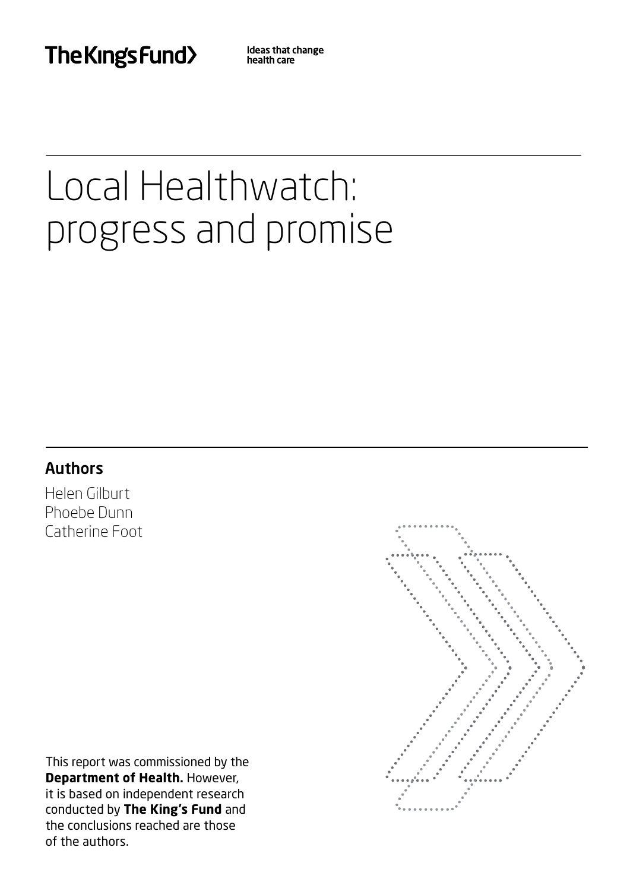The King's Fund

Ideas that change health care

# Local Healthwatch: progress and promise

## Authors

Helen Gilburt
Phoebe Dunn
Catherine Foot

This report was commissioned by the **Department of Health.** However, it is based on independent research conducted by **The King's Fund** and the conclusions reached are those of the authors.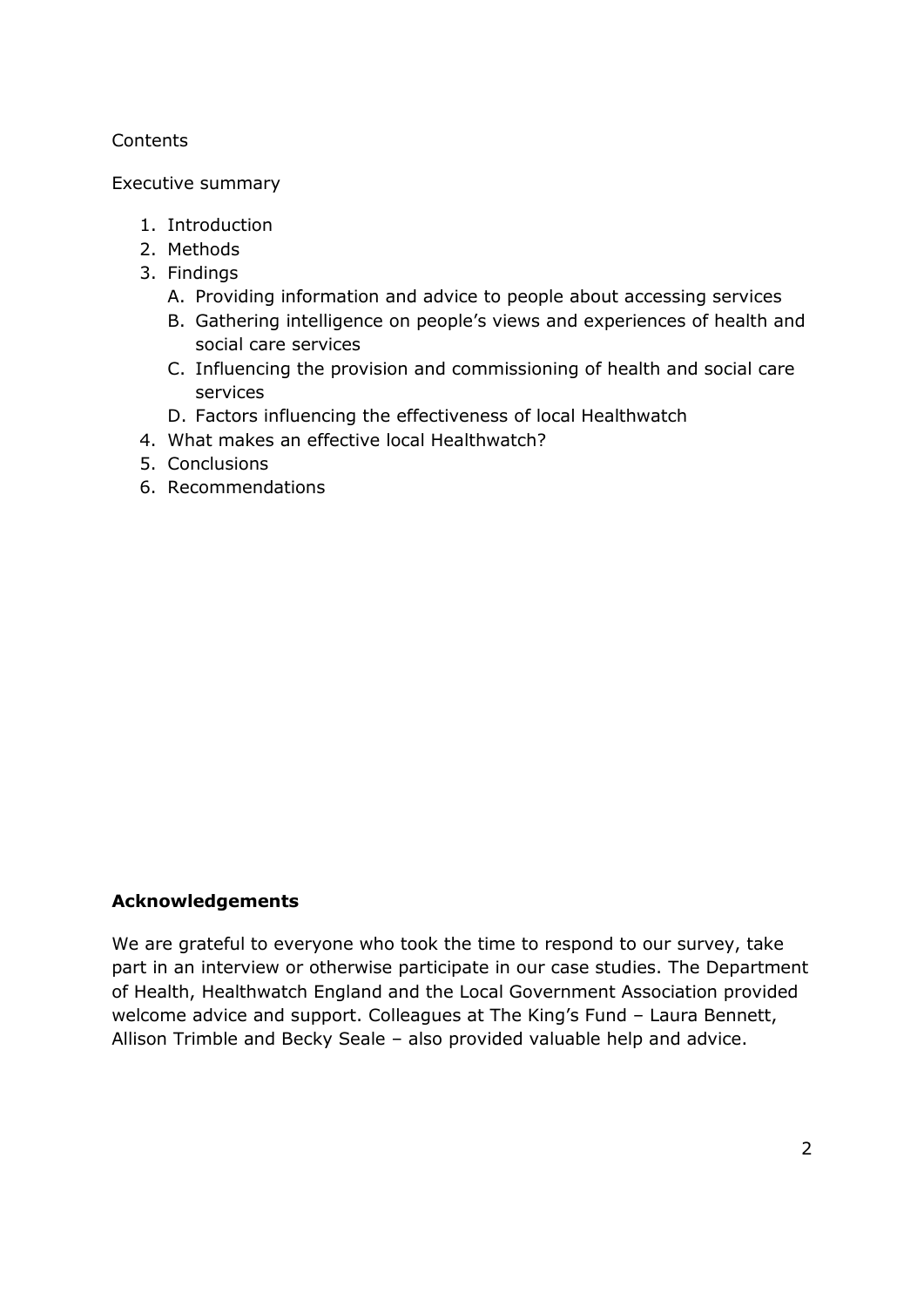Contents

Executive summary

1. Introduction
2. Methods
3. Findings
   A. Providing information and advice to people about accessing services
   B. Gathering intelligence on people's views and experiences of health and social care services
   C. Influencing the provision and commissioning of health and social care services
   D. Factors influencing the effectiveness of local Healthwatch
4. What makes an effective local Healthwatch?
5. Conclusions
6. Recommendations

**Acknowledgements**

We are grateful to everyone who took the time to respond to our survey, take part in an interview or otherwise participate in our case studies. The Department of Health, Healthwatch England and the Local Government Association provided welcome advice and support. Colleagues at The King's Fund – Laura Bennett, Allison Trimble and Becky Seale – also provided valuable help and advice.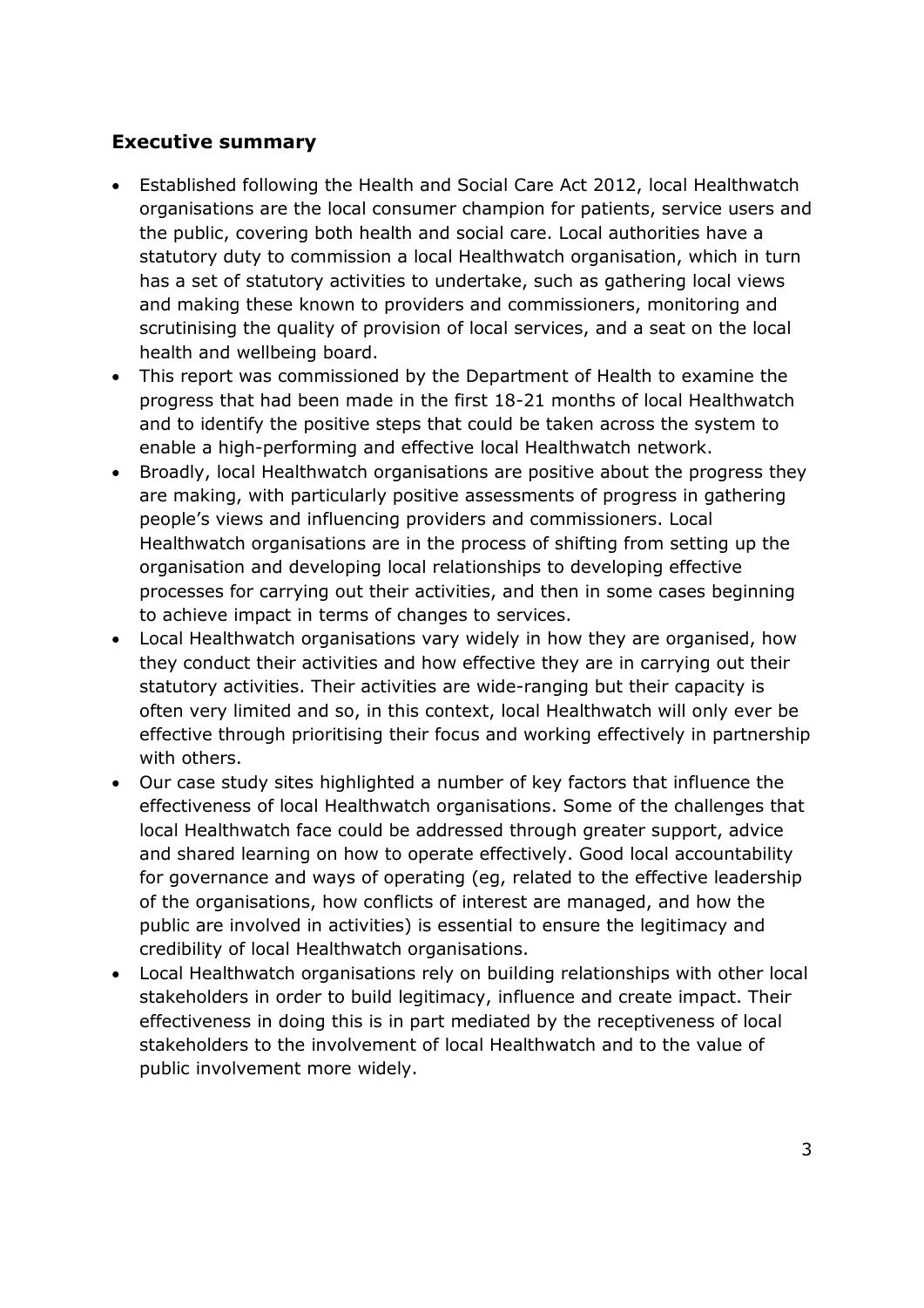## Executive summary

- Established following the Health and Social Care Act 2012, local Healthwatch organisations are the local consumer champion for patients, service users and the public, covering both health and social care. Local authorities have a statutory duty to commission a local Healthwatch organisation, which in turn has a set of statutory activities to undertake, such as gathering local views and making these known to providers and commissioners, monitoring and scrutinising the quality of provision of local services, and a seat on the local health and wellbeing board.
- This report was commissioned by the Department of Health to examine the progress that had been made in the first 18-21 months of local Healthwatch and to identify the positive steps that could be taken across the system to enable a high-performing and effective local Healthwatch network.
- Broadly, local Healthwatch organisations are positive about the progress they are making, with particularly positive assessments of progress in gathering people's views and influencing providers and commissioners. Local Healthwatch organisations are in the process of shifting from setting up the organisation and developing local relationships to developing effective processes for carrying out their activities, and then in some cases beginning to achieve impact in terms of changes to services.
- Local Healthwatch organisations vary widely in how they are organised, how they conduct their activities and how effective they are in carrying out their statutory activities. Their activities are wide-ranging but their capacity is often very limited and so, in this context, local Healthwatch will only ever be effective through prioritising their focus and working effectively in partnership with others.
- Our case study sites highlighted a number of key factors that influence the effectiveness of local Healthwatch organisations. Some of the challenges that local Healthwatch face could be addressed through greater support, advice and shared learning on how to operate effectively. Good local accountability for governance and ways of operating (eg, related to the effective leadership of the organisations, how conflicts of interest are managed, and how the public are involved in activities) is essential to ensure the legitimacy and credibility of local Healthwatch organisations.
- Local Healthwatch organisations rely on building relationships with other local stakeholders in order to build legitimacy, influence and create impact. Their effectiveness in doing this is in part mediated by the receptiveness of local stakeholders to the involvement of local Healthwatch and to the value of public involvement more widely.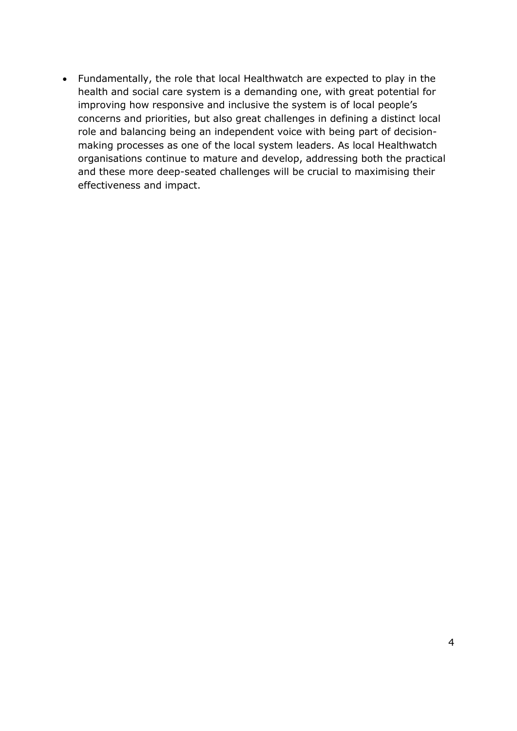- Fundamentally, the role that local Healthwatch are expected to play in the health and social care system is a demanding one, with great potential for improving how responsive and inclusive the system is of local people's concerns and priorities, but also great challenges in defining a distinct local role and balancing being an independent voice with being part of decision-making processes as one of the local system leaders. As local Healthwatch organisations continue to mature and develop, addressing both the practical and these more deep-seated challenges will be crucial to maximising their effectiveness and impact.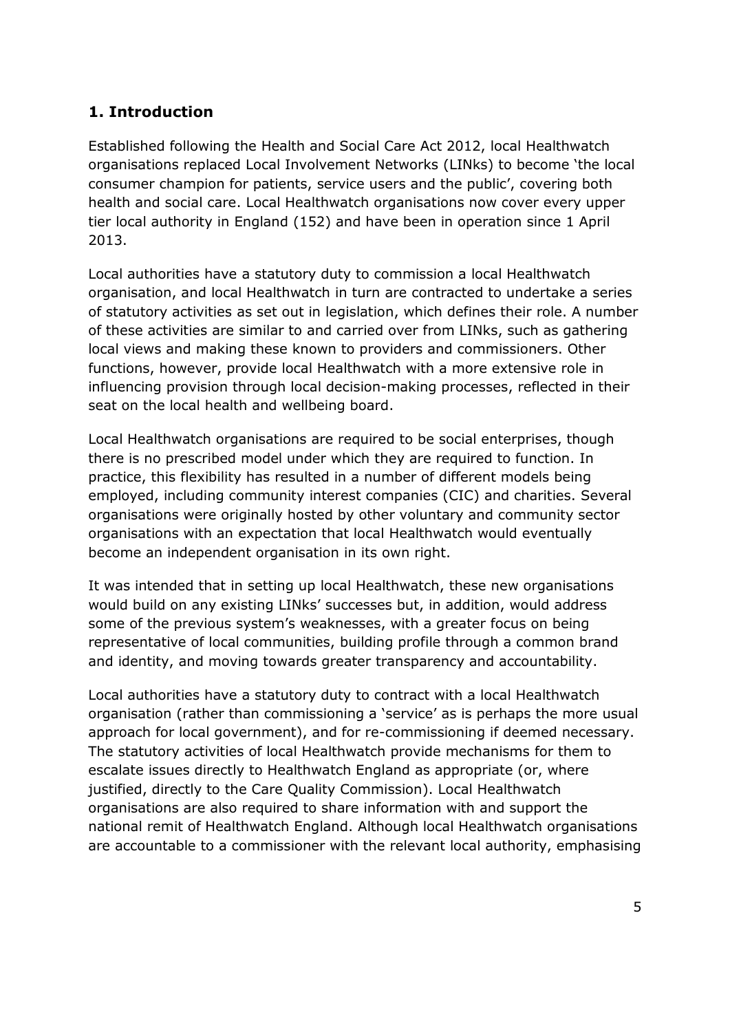## 1. Introduction

Established following the Health and Social Care Act 2012, local Healthwatch organisations replaced Local Involvement Networks (LINks) to become 'the local consumer champion for patients, service users and the public', covering both health and social care. Local Healthwatch organisations now cover every upper tier local authority in England (152) and have been in operation since 1 April 2013.

Local authorities have a statutory duty to commission a local Healthwatch organisation, and local Healthwatch in turn are contracted to undertake a series of statutory activities as set out in legislation, which defines their role. A number of these activities are similar to and carried over from LINks, such as gathering local views and making these known to providers and commissioners. Other functions, however, provide local Healthwatch with a more extensive role in influencing provision through local decision-making processes, reflected in their seat on the local health and wellbeing board.

Local Healthwatch organisations are required to be social enterprises, though there is no prescribed model under which they are required to function. In practice, this flexibility has resulted in a number of different models being employed, including community interest companies (CIC) and charities. Several organisations were originally hosted by other voluntary and community sector organisations with an expectation that local Healthwatch would eventually become an independent organisation in its own right.

It was intended that in setting up local Healthwatch, these new organisations would build on any existing LINks' successes but, in addition, would address some of the previous system's weaknesses, with a greater focus on being representative of local communities, building profile through a common brand and identity, and moving towards greater transparency and accountability.

Local authorities have a statutory duty to contract with a local Healthwatch organisation (rather than commissioning a 'service' as is perhaps the more usual approach for local government), and for re-commissioning if deemed necessary. The statutory activities of local Healthwatch provide mechanisms for them to escalate issues directly to Healthwatch England as appropriate (or, where justified, directly to the Care Quality Commission). Local Healthwatch organisations are also required to share information with and support the national remit of Healthwatch England. Although local Healthwatch organisations are accountable to a commissioner with the relevant local authority, emphasising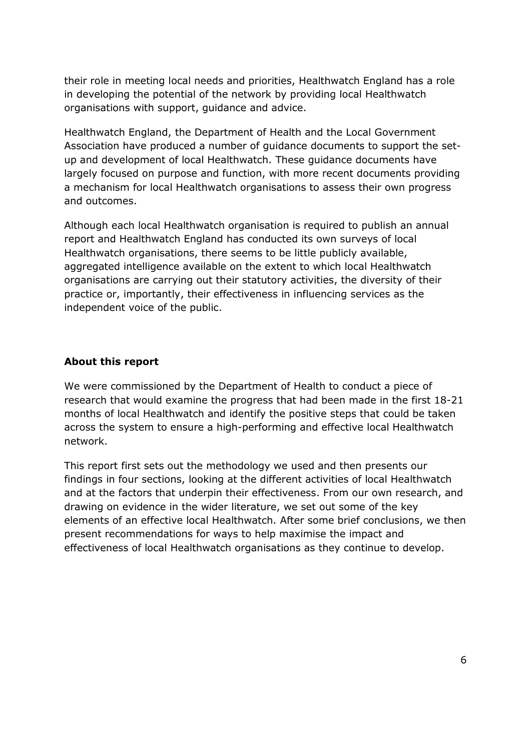their role in meeting local needs and priorities, Healthwatch England has a role in developing the potential of the network by providing local Healthwatch organisations with support, guidance and advice.

Healthwatch England, the Department of Health and the Local Government Association have produced a number of guidance documents to support the set-up and development of local Healthwatch. These guidance documents have largely focused on purpose and function, with more recent documents providing a mechanism for local Healthwatch organisations to assess their own progress and outcomes.

Although each local Healthwatch organisation is required to publish an annual report and Healthwatch England has conducted its own surveys of local Healthwatch organisations, there seems to be little publicly available, aggregated intelligence available on the extent to which local Healthwatch organisations are carrying out their statutory activities, the diversity of their practice or, importantly, their effectiveness in influencing services as the independent voice of the public.

## About this report

We were commissioned by the Department of Health to conduct a piece of research that would examine the progress that had been made in the first 18-21 months of local Healthwatch and identify the positive steps that could be taken across the system to ensure a high-performing and effective local Healthwatch network.

This report first sets out the methodology we used and then presents our findings in four sections, looking at the different activities of local Healthwatch and at the factors that underpin their effectiveness. From our own research, and drawing on evidence in the wider literature, we set out some of the key elements of an effective local Healthwatch. After some brief conclusions, we then present recommendations for ways to help maximise the impact and effectiveness of local Healthwatch organisations as they continue to develop.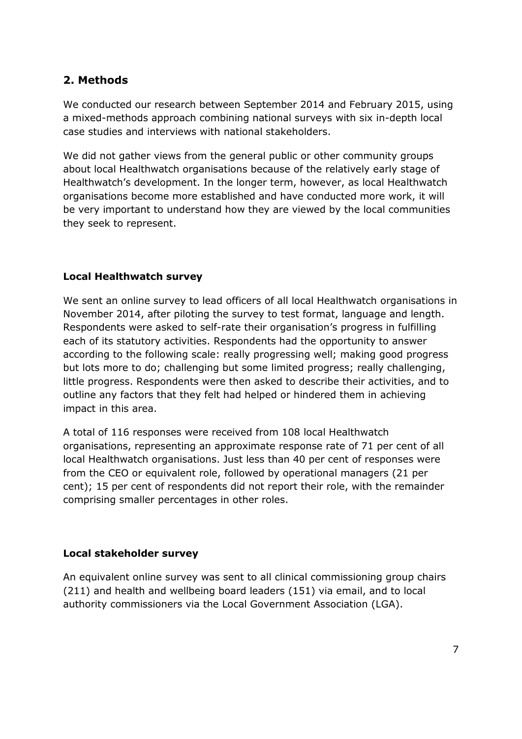## 2. Methods

We conducted our research between September 2014 and February 2015, using a mixed-methods approach combining national surveys with six in-depth local case studies and interviews with national stakeholders.

We did not gather views from the general public or other community groups about local Healthwatch organisations because of the relatively early stage of Healthwatch's development. In the longer term, however, as local Healthwatch organisations become more established and have conducted more work, it will be very important to understand how they are viewed by the local communities they seek to represent.

### Local Healthwatch survey

We sent an online survey to lead officers of all local Healthwatch organisations in November 2014, after piloting the survey to test format, language and length. Respondents were asked to self-rate their organisation's progress in fulfilling each of its statutory activities. Respondents had the opportunity to answer according to the following scale: really progressing well; making good progress but lots more to do; challenging but some limited progress; really challenging, little progress. Respondents were then asked to describe their activities, and to outline any factors that they felt had helped or hindered them in achieving impact in this area.

A total of 116 responses were received from 108 local Healthwatch organisations, representing an approximate response rate of 71 per cent of all local Healthwatch organisations. Just less than 40 per cent of responses were from the CEO or equivalent role, followed by operational managers (21 per cent); 15 per cent of respondents did not report their role, with the remainder comprising smaller percentages in other roles.

### Local stakeholder survey

An equivalent online survey was sent to all clinical commissioning group chairs (211) and health and wellbeing board leaders (151) via email, and to local authority commissioners via the Local Government Association (LGA).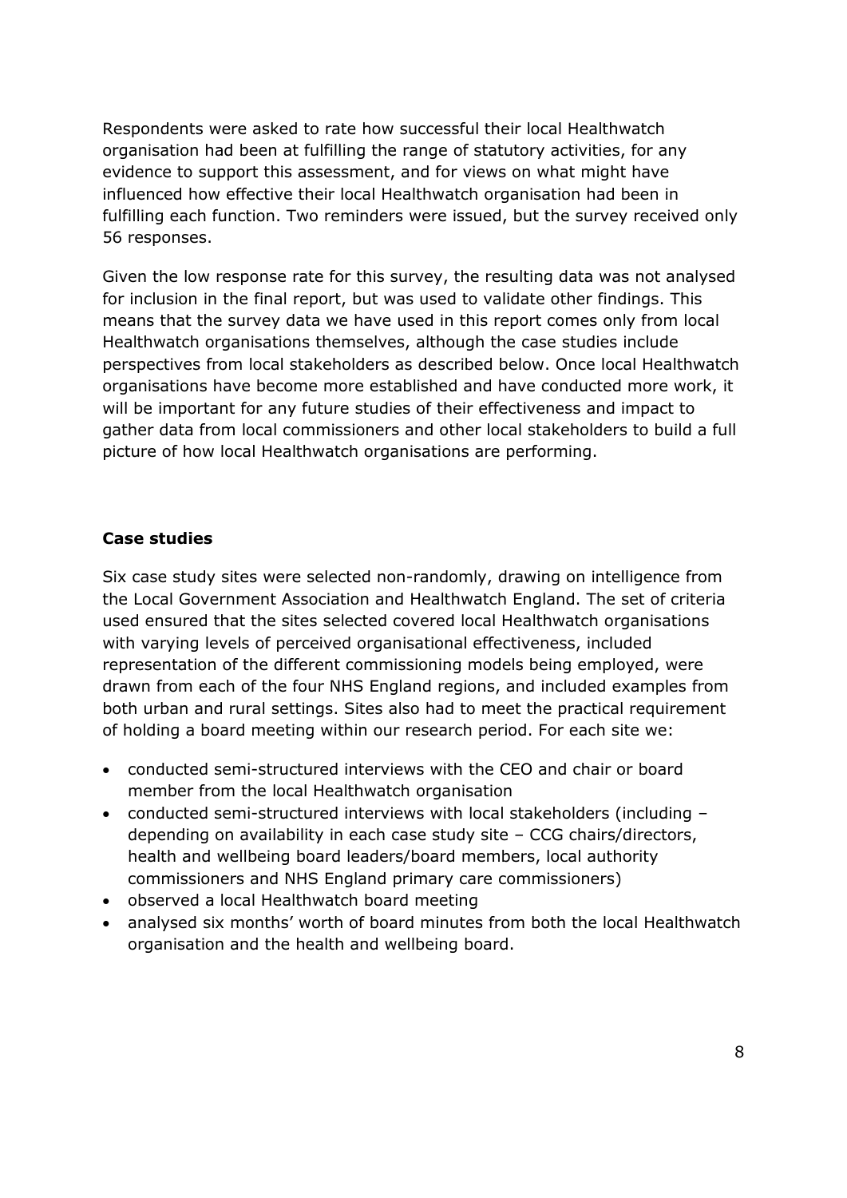Respondents were asked to rate how successful their local Healthwatch organisation had been at fulfilling the range of statutory activities, for any evidence to support this assessment, and for views on what might have influenced how effective their local Healthwatch organisation had been in fulfilling each function. Two reminders were issued, but the survey received only 56 responses.

Given the low response rate for this survey, the resulting data was not analysed for inclusion in the final report, but was used to validate other findings. This means that the survey data we have used in this report comes only from local Healthwatch organisations themselves, although the case studies include perspectives from local stakeholders as described below. Once local Healthwatch organisations have become more established and have conducted more work, it will be important for any future studies of their effectiveness and impact to gather data from local commissioners and other local stakeholders to build a full picture of how local Healthwatch organisations are performing.

**Case studies**

Six case study sites were selected non-randomly, drawing on intelligence from the Local Government Association and Healthwatch England. The set of criteria used ensured that the sites selected covered local Healthwatch organisations with varying levels of perceived organisational effectiveness, included representation of the different commissioning models being employed, were drawn from each of the four NHS England regions, and included examples from both urban and rural settings. Sites also had to meet the practical requirement of holding a board meeting within our research period. For each site we:

- conducted semi-structured interviews with the CEO and chair or board member from the local Healthwatch organisation
- conducted semi-structured interviews with local stakeholders (including – depending on availability in each case study site – CCG chairs/directors, health and wellbeing board leaders/board members, local authority commissioners and NHS England primary care commissioners)
- observed a local Healthwatch board meeting
- analysed six months' worth of board minutes from both the local Healthwatch organisation and the health and wellbeing board.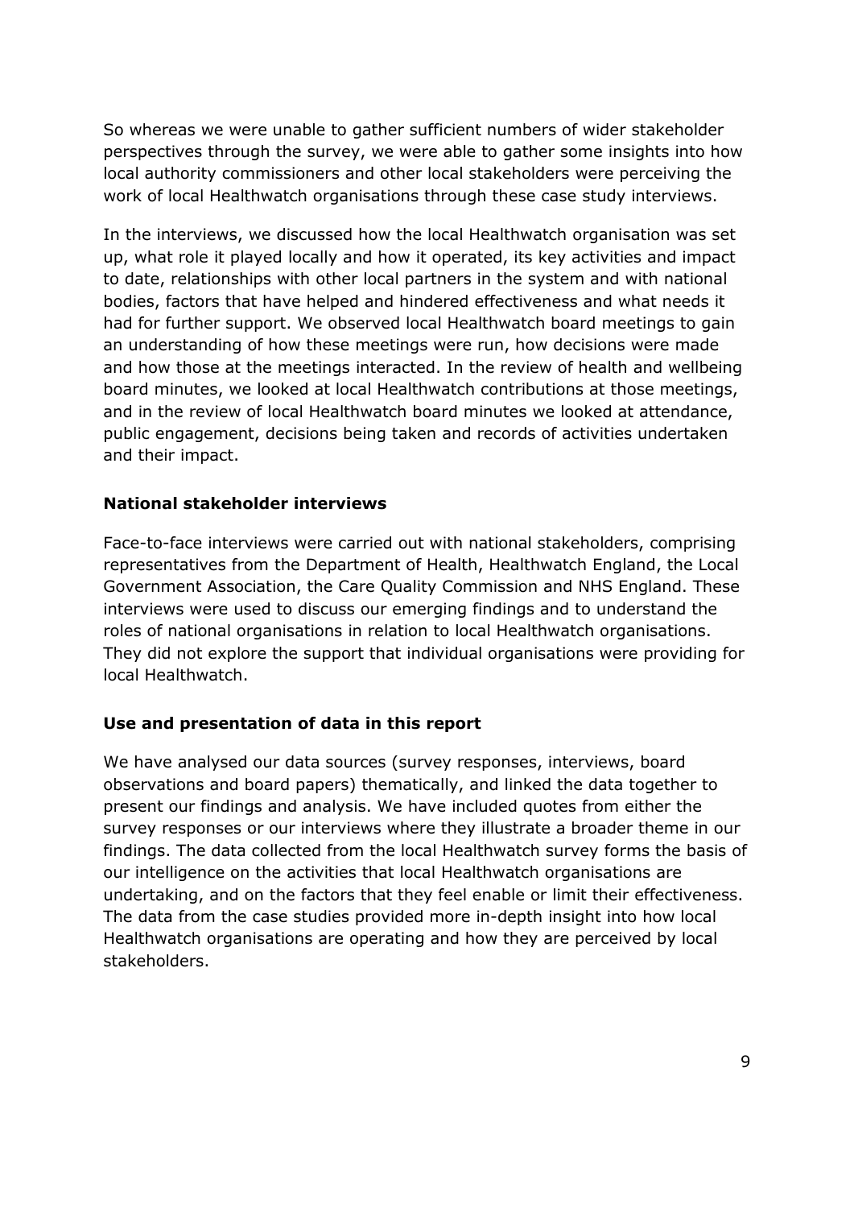So whereas we were unable to gather sufficient numbers of wider stakeholder perspectives through the survey, we were able to gather some insights into how local authority commissioners and other local stakeholders were perceiving the work of local Healthwatch organisations through these case study interviews.

In the interviews, we discussed how the local Healthwatch organisation was set up, what role it played locally and how it operated, its key activities and impact to date, relationships with other local partners in the system and with national bodies, factors that have helped and hindered effectiveness and what needs it had for further support. We observed local Healthwatch board meetings to gain an understanding of how these meetings were run, how decisions were made and how those at the meetings interacted. In the review of health and wellbeing board minutes, we looked at local Healthwatch contributions at those meetings, and in the review of local Healthwatch board minutes we looked at attendance, public engagement, decisions being taken and records of activities undertaken and their impact.

**National stakeholder interviews**

Face-to-face interviews were carried out with national stakeholders, comprising representatives from the Department of Health, Healthwatch England, the Local Government Association, the Care Quality Commission and NHS England. These interviews were used to discuss our emerging findings and to understand the roles of national organisations in relation to local Healthwatch organisations. They did not explore the support that individual organisations were providing for local Healthwatch.

**Use and presentation of data in this report**

We have analysed our data sources (survey responses, interviews, board observations and board papers) thematically, and linked the data together to present our findings and analysis. We have included quotes from either the survey responses or our interviews where they illustrate a broader theme in our findings. The data collected from the local Healthwatch survey forms the basis of our intelligence on the activities that local Healthwatch organisations are undertaking, and on the factors that they feel enable or limit their effectiveness. The data from the case studies provided more in-depth insight into how local Healthwatch organisations are operating and how they are perceived by local stakeholders.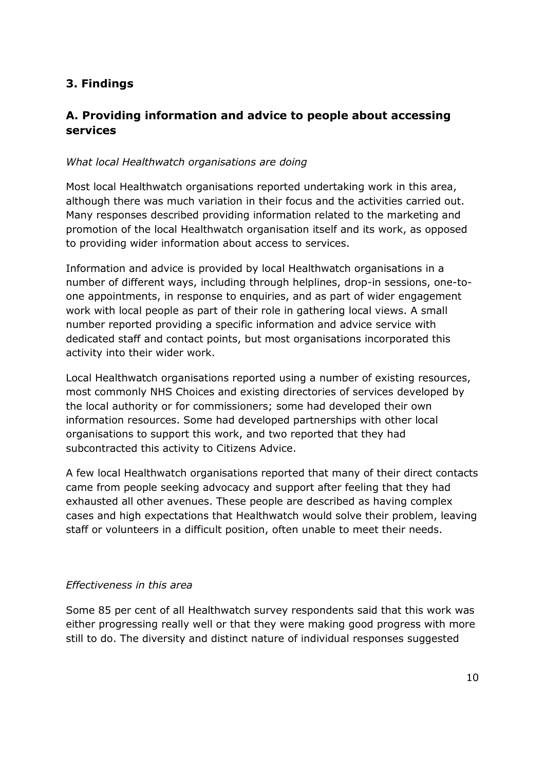## 3. Findings

## A. Providing information and advice to people about accessing services

*What local Healthwatch organisations are doing*

Most local Healthwatch organisations reported undertaking work in this area, although there was much variation in their focus and the activities carried out. Many responses described providing information related to the marketing and promotion of the local Healthwatch organisation itself and its work, as opposed to providing wider information about access to services.

Information and advice is provided by local Healthwatch organisations in a number of different ways, including through helplines, drop-in sessions, one-to-one appointments, in response to enquiries, and as part of wider engagement work with local people as part of their role in gathering local views. A small number reported providing a specific information and advice service with dedicated staff and contact points, but most organisations incorporated this activity into their wider work.

Local Healthwatch organisations reported using a number of existing resources, most commonly NHS Choices and existing directories of services developed by the local authority or for commissioners; some had developed their own information resources. Some had developed partnerships with other local organisations to support this work, and two reported that they had subcontracted this activity to Citizens Advice.

A few local Healthwatch organisations reported that many of their direct contacts came from people seeking advocacy and support after feeling that they had exhausted all other avenues. These people are described as having complex cases and high expectations that Healthwatch would solve their problem, leaving staff or volunteers in a difficult position, often unable to meet their needs.

*Effectiveness in this area*

Some 85 per cent of all Healthwatch survey respondents said that this work was either progressing really well or that they were making good progress with more still to do. The diversity and distinct nature of individual responses suggested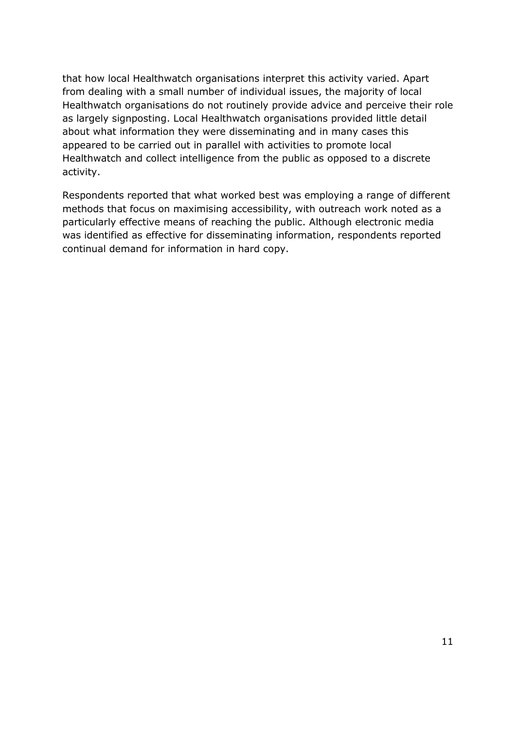that how local Healthwatch organisations interpret this activity varied. Apart from dealing with a small number of individual issues, the majority of local Healthwatch organisations do not routinely provide advice and perceive their role as largely signposting. Local Healthwatch organisations provided little detail about what information they were disseminating and in many cases this appeared to be carried out in parallel with activities to promote local Healthwatch and collect intelligence from the public as opposed to a discrete activity.

Respondents reported that what worked best was employing a range of different methods that focus on maximising accessibility, with outreach work noted as a particularly effective means of reaching the public. Although electronic media was identified as effective for disseminating information, respondents reported continual demand for information in hard copy.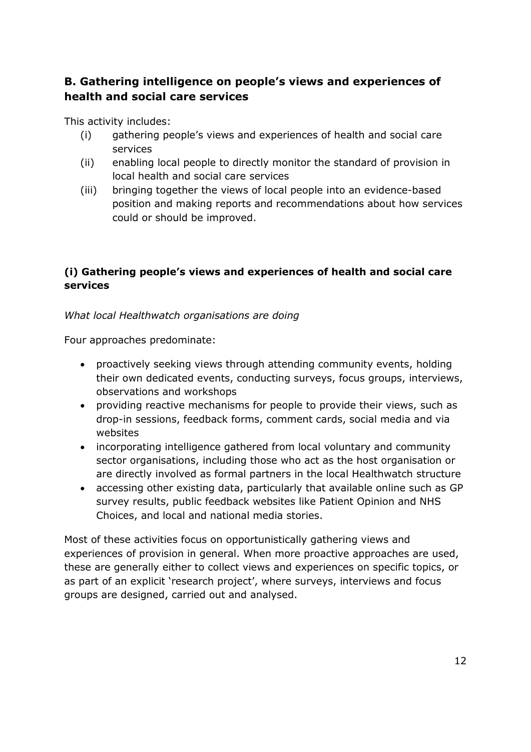## B. Gathering intelligence on people's views and experiences of health and social care services

This activity includes:

(i) gathering people's views and experiences of health and social care services
(ii) enabling local people to directly monitor the standard of provision in local health and social care services
(iii) bringing together the views of local people into an evidence-based position and making reports and recommendations about how services could or should be improved.

### (i) Gathering people's views and experiences of health and social care services

*What local Healthwatch organisations are doing*

Four approaches predominate:

- proactively seeking views through attending community events, holding their own dedicated events, conducting surveys, focus groups, interviews, observations and workshops
- providing reactive mechanisms for people to provide their views, such as drop-in sessions, feedback forms, comment cards, social media and via websites
- incorporating intelligence gathered from local voluntary and community sector organisations, including those who act as the host organisation or are directly involved as formal partners in the local Healthwatch structure
- accessing other existing data, particularly that available online such as GP survey results, public feedback websites like Patient Opinion and NHS Choices, and local and national media stories.

Most of these activities focus on opportunistically gathering views and experiences of provision in general. When more proactive approaches are used, these are generally either to collect views and experiences on specific topics, or as part of an explicit 'research project', where surveys, interviews and focus groups are designed, carried out and analysed.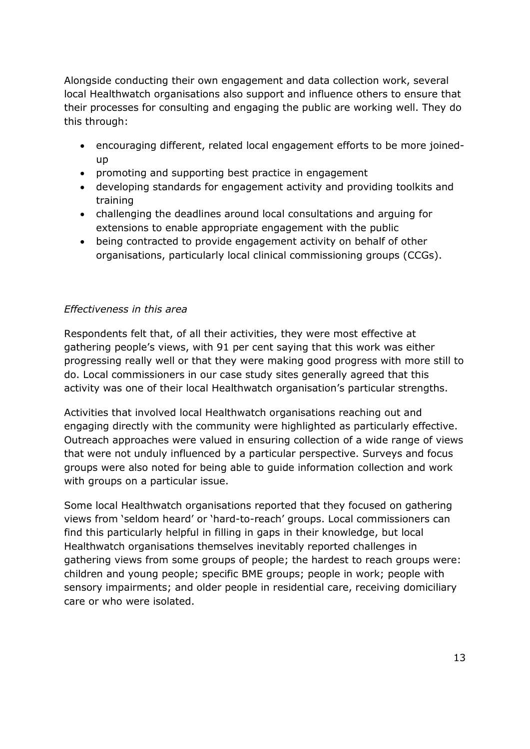Alongside conducting their own engagement and data collection work, several local Healthwatch organisations also support and influence others to ensure that their processes for consulting and engaging the public are working well. They do this through:

- encouraging different, related local engagement efforts to be more joined-up
- promoting and supporting best practice in engagement
- developing standards for engagement activity and providing toolkits and training
- challenging the deadlines around local consultations and arguing for extensions to enable appropriate engagement with the public
- being contracted to provide engagement activity on behalf of other organisations, particularly local clinical commissioning groups (CCGs).

*Effectiveness in this area*

Respondents felt that, of all their activities, they were most effective at gathering people's views, with 91 per cent saying that this work was either progressing really well or that they were making good progress with more still to do. Local commissioners in our case study sites generally agreed that this activity was one of their local Healthwatch organisation's particular strengths.

Activities that involved local Healthwatch organisations reaching out and engaging directly with the community were highlighted as particularly effective. Outreach approaches were valued in ensuring collection of a wide range of views that were not unduly influenced by a particular perspective. Surveys and focus groups were also noted for being able to guide information collection and work with groups on a particular issue.

Some local Healthwatch organisations reported that they focused on gathering views from 'seldom heard' or 'hard-to-reach' groups. Local commissioners can find this particularly helpful in filling in gaps in their knowledge, but local Healthwatch organisations themselves inevitably reported challenges in gathering views from some groups of people; the hardest to reach groups were: children and young people; specific BME groups; people in work; people with sensory impairments; and older people in residential care, receiving domiciliary care or who were isolated.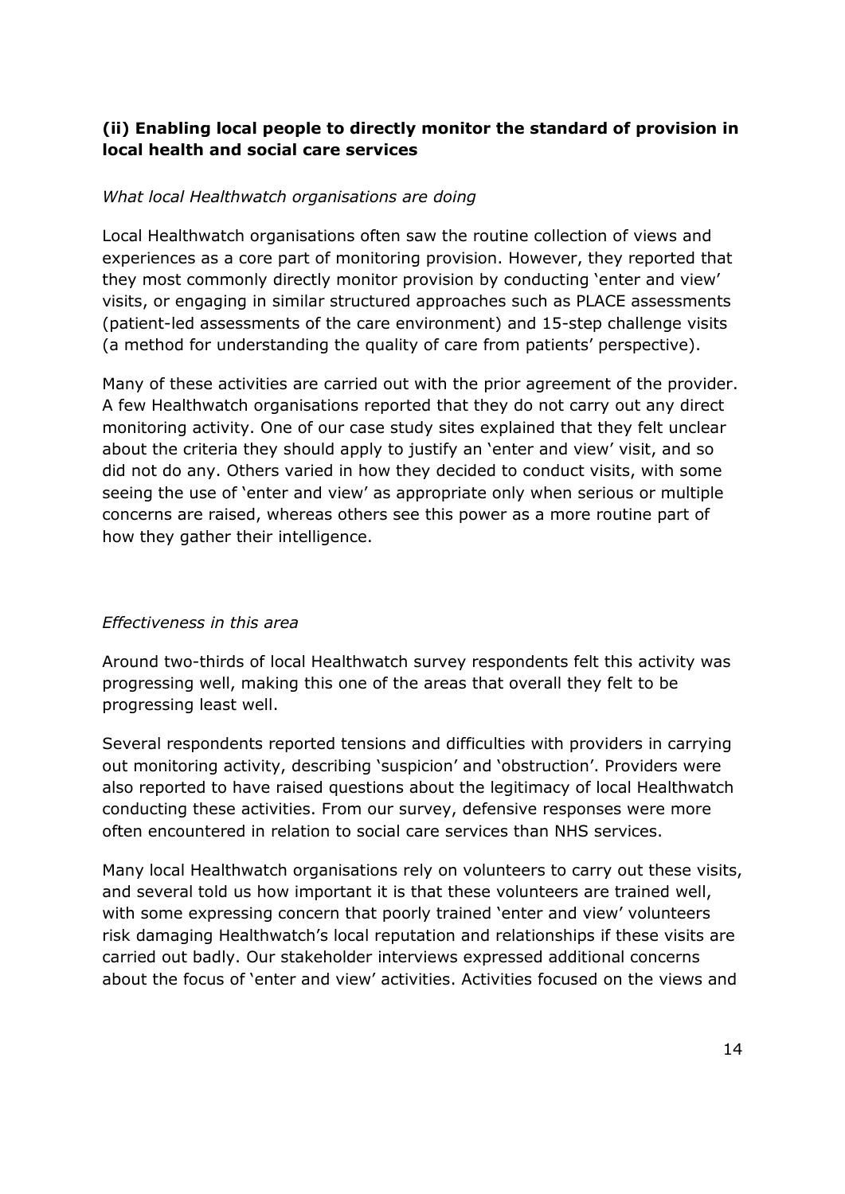### (ii) Enabling local people to directly monitor the standard of provision in local health and social care services

*What local Healthwatch organisations are doing*

Local Healthwatch organisations often saw the routine collection of views and experiences as a core part of monitoring provision. However, they reported that they most commonly directly monitor provision by conducting 'enter and view' visits, or engaging in similar structured approaches such as PLACE assessments (patient-led assessments of the care environment) and 15-step challenge visits (a method for understanding the quality of care from patients' perspective).

Many of these activities are carried out with the prior agreement of the provider. A few Healthwatch organisations reported that they do not carry out any direct monitoring activity. One of our case study sites explained that they felt unclear about the criteria they should apply to justify an 'enter and view' visit, and so did not do any. Others varied in how they decided to conduct visits, with some seeing the use of 'enter and view' as appropriate only when serious or multiple concerns are raised, whereas others see this power as a more routine part of how they gather their intelligence.

*Effectiveness in this area*

Around two-thirds of local Healthwatch survey respondents felt this activity was progressing well, making this one of the areas that overall they felt to be progressing least well.

Several respondents reported tensions and difficulties with providers in carrying out monitoring activity, describing 'suspicion' and 'obstruction'. Providers were also reported to have raised questions about the legitimacy of local Healthwatch conducting these activities. From our survey, defensive responses were more often encountered in relation to social care services than NHS services.

Many local Healthwatch organisations rely on volunteers to carry out these visits, and several told us how important it is that these volunteers are trained well, with some expressing concern that poorly trained 'enter and view' volunteers risk damaging Healthwatch's local reputation and relationships if these visits are carried out badly. Our stakeholder interviews expressed additional concerns about the focus of 'enter and view' activities. Activities focused on the views and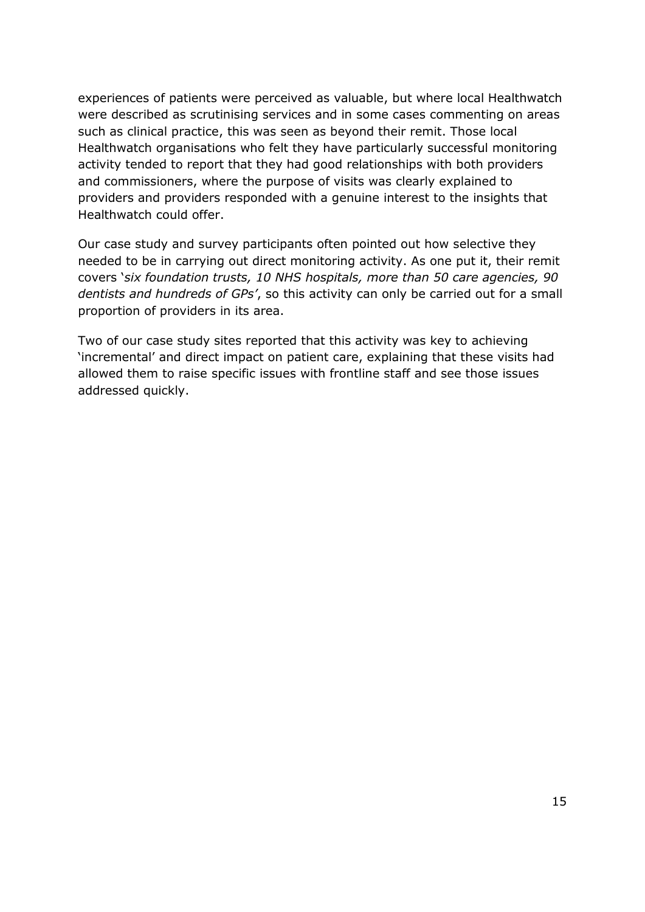experiences of patients were perceived as valuable, but where local Healthwatch were described as scrutinising services and in some cases commenting on areas such as clinical practice, this was seen as beyond their remit. Those local Healthwatch organisations who felt they have particularly successful monitoring activity tended to report that they had good relationships with both providers and commissioners, where the purpose of visits was clearly explained to providers and providers responded with a genuine interest to the insights that Healthwatch could offer.

Our case study and survey participants often pointed out how selective they needed to be in carrying out direct monitoring activity. As one put it, their remit covers '*six foundation trusts, 10 NHS hospitals, more than 50 care agencies, 90 dentists and hundreds of GPs*', so this activity can only be carried out for a small proportion of providers in its area.

Two of our case study sites reported that this activity was key to achieving 'incremental' and direct impact on patient care, explaining that these visits had allowed them to raise specific issues with frontline staff and see those issues addressed quickly.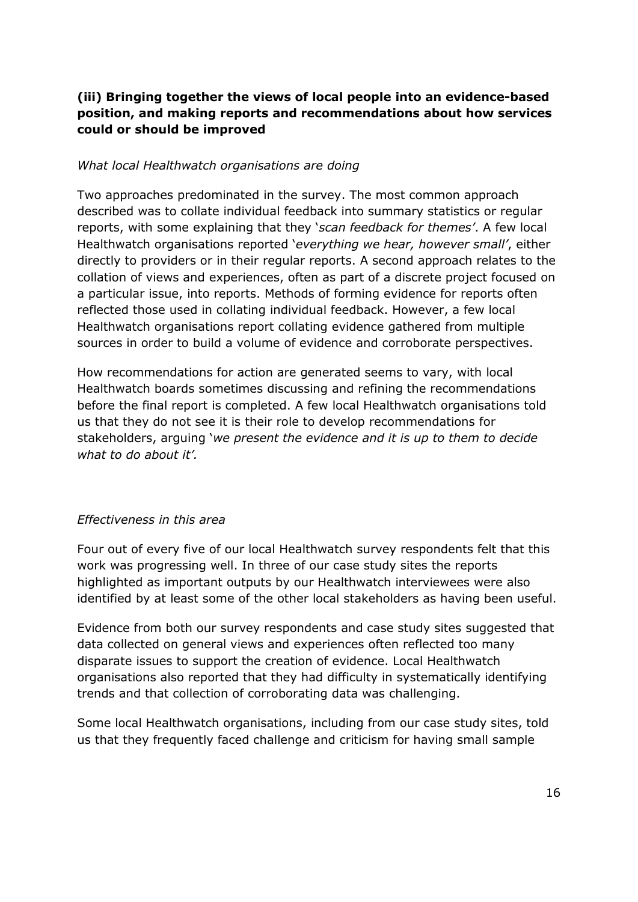### (iii) Bringing together the views of local people into an evidence-based position, and making reports and recommendations about how services could or should be improved

*What local Healthwatch organisations are doing*

Two approaches predominated in the survey. The most common approach described was to collate individual feedback into summary statistics or regular reports, with some explaining that they '*scan feedback for themes*'. A few local Healthwatch organisations reported '*everything we hear, however small*', either directly to providers or in their regular reports. A second approach relates to the collation of views and experiences, often as part of a discrete project focused on a particular issue, into reports. Methods of forming evidence for reports often reflected those used in collating individual feedback. However, a few local Healthwatch organisations report collating evidence gathered from multiple sources in order to build a volume of evidence and corroborate perspectives.

How recommendations for action are generated seems to vary, with local Healthwatch boards sometimes discussing and refining the recommendations before the final report is completed. A few local Healthwatch organisations told us that they do not see it is their role to develop recommendations for stakeholders, arguing '*we present the evidence and it is up to them to decide what to do about it'.*

*Effectiveness in this area*

Four out of every five of our local Healthwatch survey respondents felt that this work was progressing well. In three of our case study sites the reports highlighted as important outputs by our Healthwatch interviewees were also identified by at least some of the other local stakeholders as having been useful.

Evidence from both our survey respondents and case study sites suggested that data collected on general views and experiences often reflected too many disparate issues to support the creation of evidence. Local Healthwatch organisations also reported that they had difficulty in systematically identifying trends and that collection of corroborating data was challenging.

Some local Healthwatch organisations, including from our case study sites, told us that they frequently faced challenge and criticism for having small sample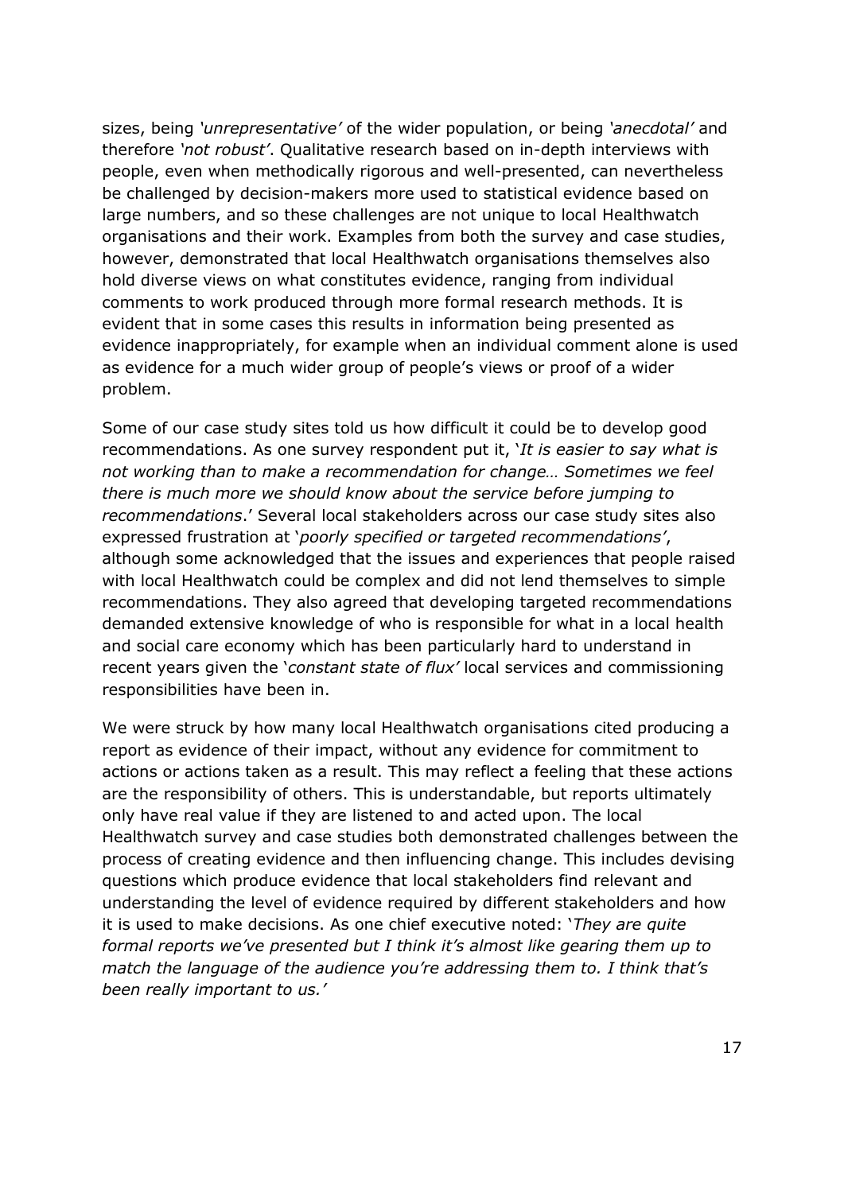sizes, being *'unrepresentative'* of the wider population, or being *'anecdotal'* and therefore *'not robust'*. Qualitative research based on in-depth interviews with people, even when methodically rigorous and well-presented, can nevertheless be challenged by decision-makers more used to statistical evidence based on large numbers, and so these challenges are not unique to local Healthwatch organisations and their work. Examples from both the survey and case studies, however, demonstrated that local Healthwatch organisations themselves also hold diverse views on what constitutes evidence, ranging from individual comments to work produced through more formal research methods. It is evident that in some cases this results in information being presented as evidence inappropriately, for example when an individual comment alone is used as evidence for a much wider group of people's views or proof of a wider problem.

Some of our case study sites told us how difficult it could be to develop good recommendations. As one survey respondent put it, '*It is easier to say what is not working than to make a recommendation for change… Sometimes we feel there is much more we should know about the service before jumping to recommendations*.' Several local stakeholders across our case study sites also expressed frustration at '*poorly specified or targeted recommendations'*, although some acknowledged that the issues and experiences that people raised with local Healthwatch could be complex and did not lend themselves to simple recommendations. They also agreed that developing targeted recommendations demanded extensive knowledge of who is responsible for what in a local health and social care economy which has been particularly hard to understand in recent years given the '*constant state of flux'* local services and commissioning responsibilities have been in.

We were struck by how many local Healthwatch organisations cited producing a report as evidence of their impact, without any evidence for commitment to actions or actions taken as a result. This may reflect a feeling that these actions are the responsibility of others. This is understandable, but reports ultimately only have real value if they are listened to and acted upon. The local Healthwatch survey and case studies both demonstrated challenges between the process of creating evidence and then influencing change. This includes devising questions which produce evidence that local stakeholders find relevant and understanding the level of evidence required by different stakeholders and how it is used to make decisions. As one chief executive noted: '*They are quite formal reports we've presented but I think it's almost like gearing them up to match the language of the audience you're addressing them to. I think that's been really important to us.'*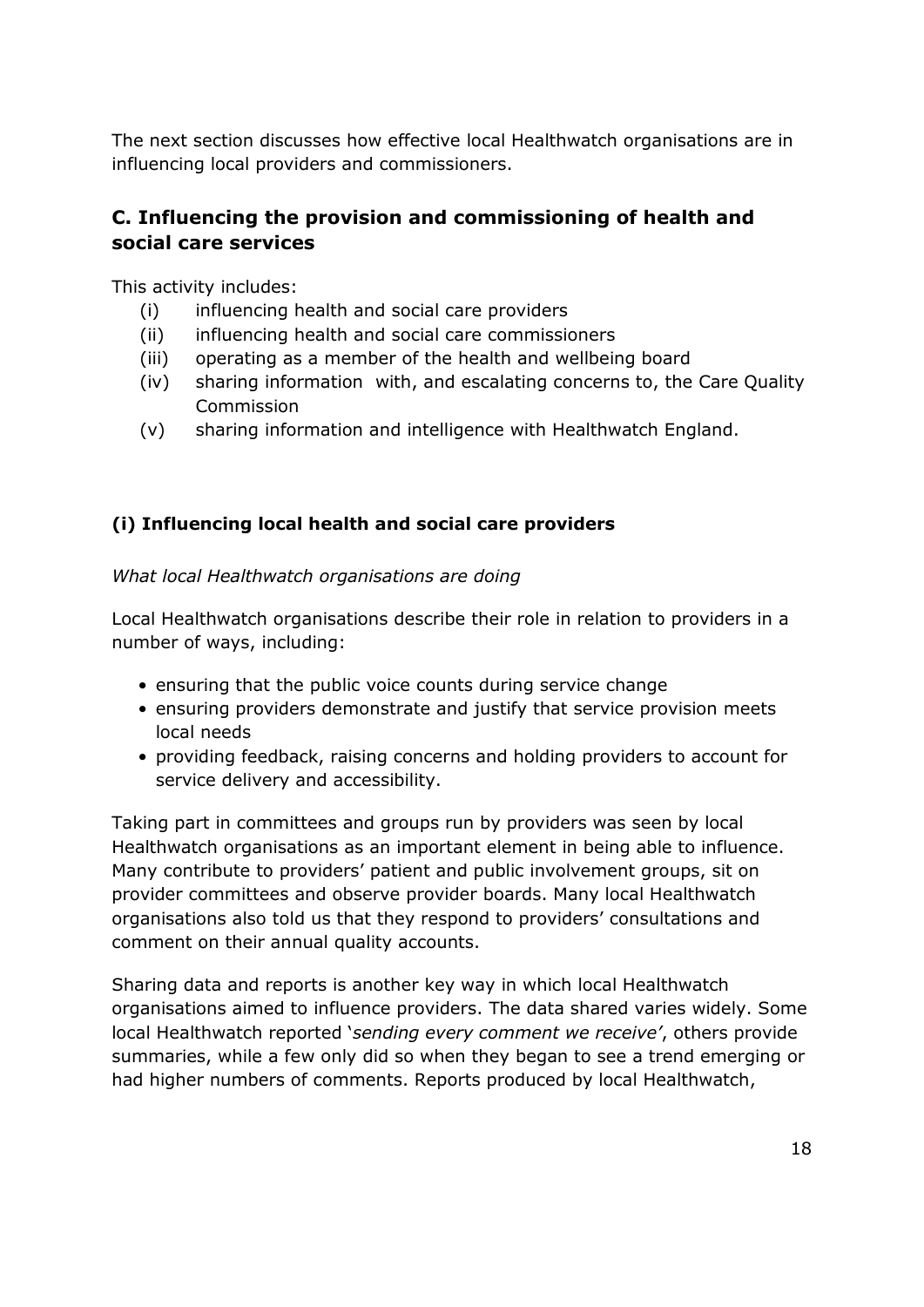The next section discusses how effective local Healthwatch organisations are in influencing local providers and commissioners.

## C. Influencing the provision and commissioning of health and social care services

This activity includes:

(i) influencing health and social care providers
(ii) influencing health and social care commissioners
(iii) operating as a member of the health and wellbeing board
(iv) sharing information with, and escalating concerns to, the Care Quality Commission
(v) sharing information and intelligence with Healthwatch England.

### (i) Influencing local health and social care providers

*What local Healthwatch organisations are doing*

Local Healthwatch organisations describe their role in relation to providers in a number of ways, including:

- ensuring that the public voice counts during service change
- ensuring providers demonstrate and justify that service provision meets local needs
- providing feedback, raising concerns and holding providers to account for service delivery and accessibility.

Taking part in committees and groups run by providers was seen by local Healthwatch organisations as an important element in being able to influence. Many contribute to providers' patient and public involvement groups, sit on provider committees and observe provider boards. Many local Healthwatch organisations also told us that they respond to providers' consultations and comment on their annual quality accounts.

Sharing data and reports is another key way in which local Healthwatch organisations aimed to influence providers. The data shared varies widely. Some local Healthwatch reported '*sending every comment we receive*', others provide summaries, while a few only did so when they began to see a trend emerging or had higher numbers of comments. Reports produced by local Healthwatch,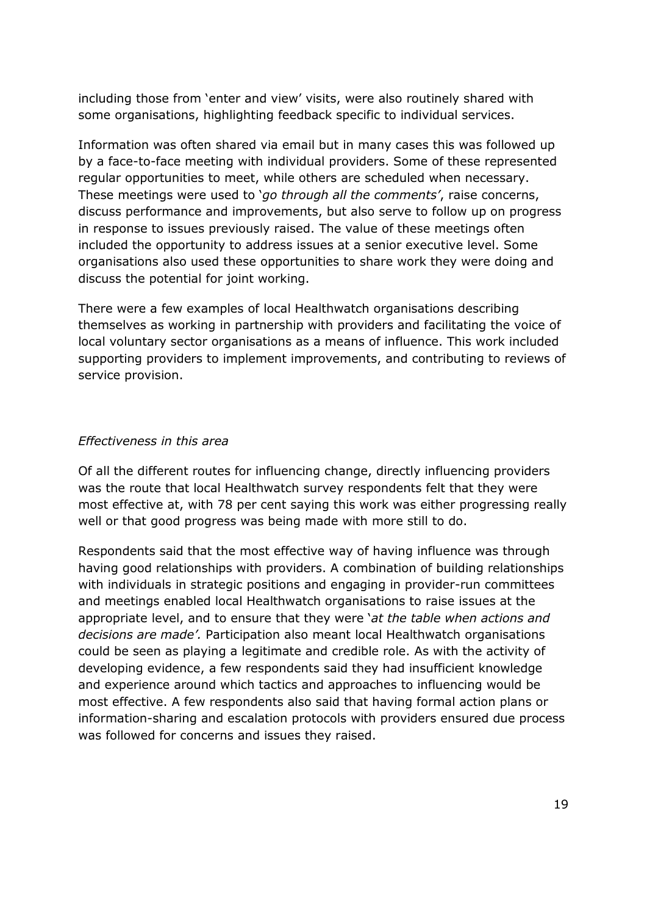including those from 'enter and view' visits, were also routinely shared with some organisations, highlighting feedback specific to individual services.

Information was often shared via email but in many cases this was followed up by a face-to-face meeting with individual providers. Some of these represented regular opportunities to meet, while others are scheduled when necessary. These meetings were used to '*go through all the comments'*, raise concerns, discuss performance and improvements, but also serve to follow up on progress in response to issues previously raised. The value of these meetings often included the opportunity to address issues at a senior executive level. Some organisations also used these opportunities to share work they were doing and discuss the potential for joint working.

There were a few examples of local Healthwatch organisations describing themselves as working in partnership with providers and facilitating the voice of local voluntary sector organisations as a means of influence. This work included supporting providers to implement improvements, and contributing to reviews of service provision.

*Effectiveness in this area*

Of all the different routes for influencing change, directly influencing providers was the route that local Healthwatch survey respondents felt that they were most effective at, with 78 per cent saying this work was either progressing really well or that good progress was being made with more still to do.

Respondents said that the most effective way of having influence was through having good relationships with providers. A combination of building relationships with individuals in strategic positions and engaging in provider-run committees and meetings enabled local Healthwatch organisations to raise issues at the appropriate level, and to ensure that they were '*at the table when actions and decisions are made'.* Participation also meant local Healthwatch organisations could be seen as playing a legitimate and credible role. As with the activity of developing evidence, a few respondents said they had insufficient knowledge and experience around which tactics and approaches to influencing would be most effective. A few respondents also said that having formal action plans or information-sharing and escalation protocols with providers ensured due process was followed for concerns and issues they raised.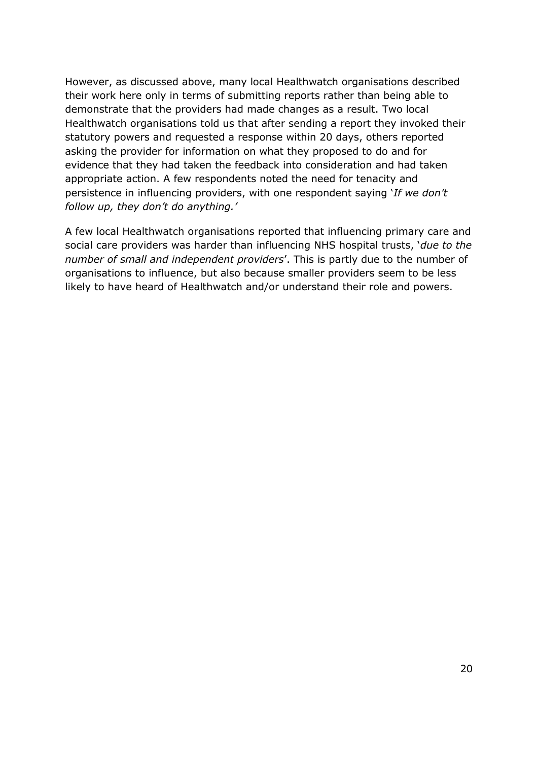However, as discussed above, many local Healthwatch organisations described their work here only in terms of submitting reports rather than being able to demonstrate that the providers had made changes as a result. Two local Healthwatch organisations told us that after sending a report they invoked their statutory powers and requested a response within 20 days, others reported asking the provider for information on what they proposed to do and for evidence that they had taken the feedback into consideration and had taken appropriate action. A few respondents noted the need for tenacity and persistence in influencing providers, with one respondent saying '*If we don't follow up, they don't do anything.'*

A few local Healthwatch organisations reported that influencing primary care and social care providers was harder than influencing NHS hospital trusts, '*due to the number of small and independent providers*'. This is partly due to the number of organisations to influence, but also because smaller providers seem to be less likely to have heard of Healthwatch and/or understand their role and powers.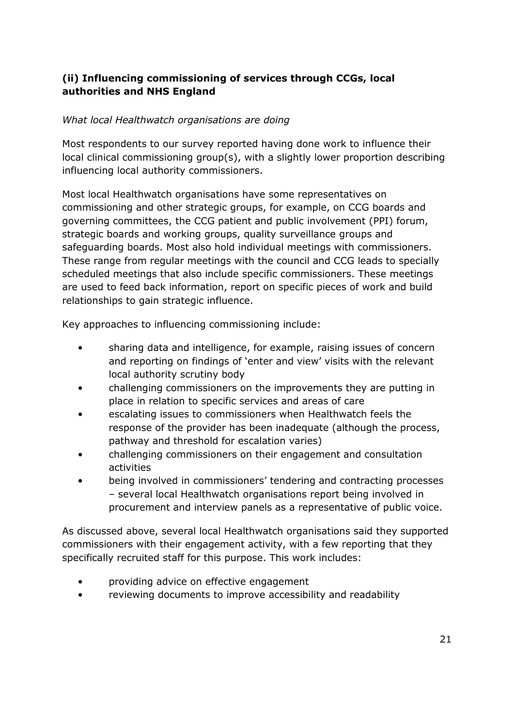### (ii) Influencing commissioning of services through CCGs, local authorities and NHS England

*What local Healthwatch organisations are doing*

Most respondents to our survey reported having done work to influence their local clinical commissioning group(s), with a slightly lower proportion describing influencing local authority commissioners.

Most local Healthwatch organisations have some representatives on commissioning and other strategic groups, for example, on CCG boards and governing committees, the CCG patient and public involvement (PPI) forum, strategic boards and working groups, quality surveillance groups and safeguarding boards. Most also hold individual meetings with commissioners. These range from regular meetings with the council and CCG leads to specially scheduled meetings that also include specific commissioners. These meetings are used to feed back information, report on specific pieces of work and build relationships to gain strategic influence.

Key approaches to influencing commissioning include:

- sharing data and intelligence, for example, raising issues of concern and reporting on findings of 'enter and view' visits with the relevant local authority scrutiny body
- challenging commissioners on the improvements they are putting in place in relation to specific services and areas of care
- escalating issues to commissioners when Healthwatch feels the response of the provider has been inadequate (although the process, pathway and threshold for escalation varies)
- challenging commissioners on their engagement and consultation activities
- being involved in commissioners' tendering and contracting processes – several local Healthwatch organisations report being involved in procurement and interview panels as a representative of public voice.

As discussed above, several local Healthwatch organisations said they supported commissioners with their engagement activity, with a few reporting that they specifically recruited staff for this purpose. This work includes:

- providing advice on effective engagement
- reviewing documents to improve accessibility and readability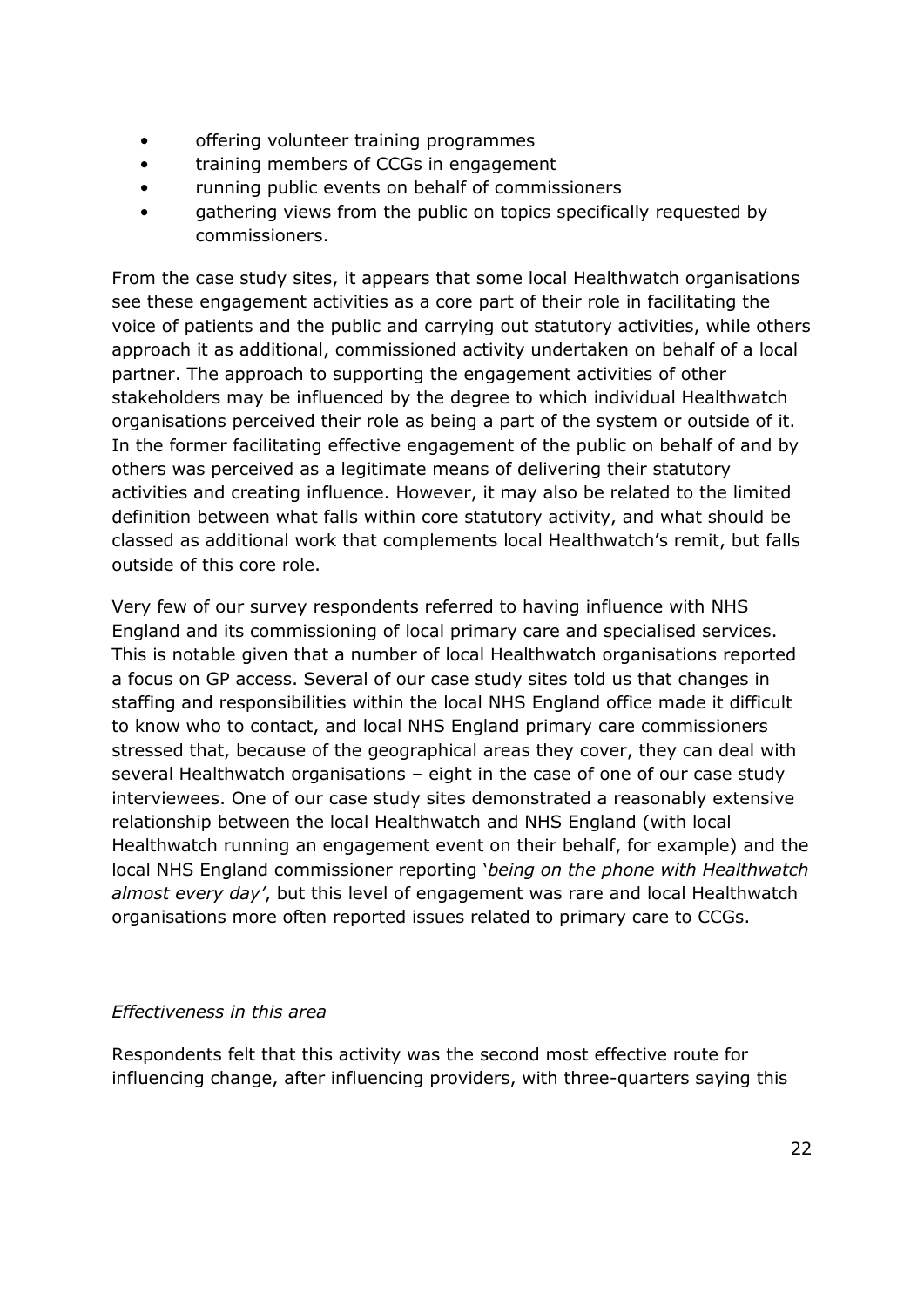- offering volunteer training programmes
- training members of CCGs in engagement
- running public events on behalf of commissioners
- gathering views from the public on topics specifically requested by commissioners.

From the case study sites, it appears that some local Healthwatch organisations see these engagement activities as a core part of their role in facilitating the voice of patients and the public and carrying out statutory activities, while others approach it as additional, commissioned activity undertaken on behalf of a local partner. The approach to supporting the engagement activities of other stakeholders may be influenced by the degree to which individual Healthwatch organisations perceived their role as being a part of the system or outside of it. In the former facilitating effective engagement of the public on behalf of and by others was perceived as a legitimate means of delivering their statutory activities and creating influence. However, it may also be related to the limited definition between what falls within core statutory activity, and what should be classed as additional work that complements local Healthwatch's remit, but falls outside of this core role.

Very few of our survey respondents referred to having influence with NHS England and its commissioning of local primary care and specialised services. This is notable given that a number of local Healthwatch organisations reported a focus on GP access. Several of our case study sites told us that changes in staffing and responsibilities within the local NHS England office made it difficult to know who to contact, and local NHS England primary care commissioners stressed that, because of the geographical areas they cover, they can deal with several Healthwatch organisations – eight in the case of one of our case study interviewees. One of our case study sites demonstrated a reasonably extensive relationship between the local Healthwatch and NHS England (with local Healthwatch running an engagement event on their behalf, for example) and the local NHS England commissioner reporting '*being on the phone with Healthwatch almost every day'*, but this level of engagement was rare and local Healthwatch organisations more often reported issues related to primary care to CCGs.

*Effectiveness in this area*

Respondents felt that this activity was the second most effective route for influencing change, after influencing providers, with three-quarters saying this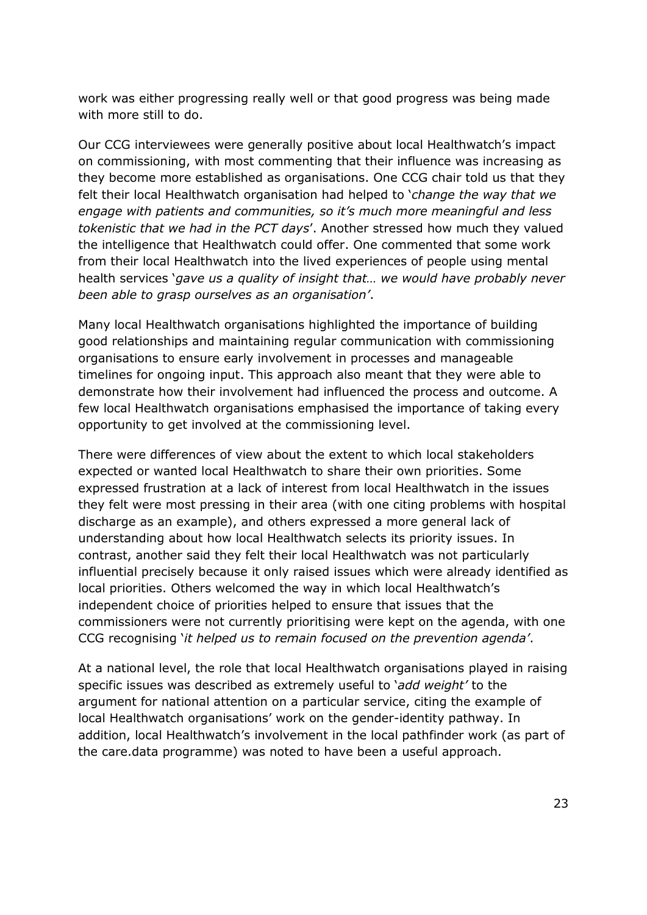work was either progressing really well or that good progress was being made with more still to do.

Our CCG interviewees were generally positive about local Healthwatch's impact on commissioning, with most commenting that their influence was increasing as they become more established as organisations. One CCG chair told us that they felt their local Healthwatch organisation had helped to '*change the way that we engage with patients and communities, so it's much more meaningful and less tokenistic that we had in the PCT days*'. Another stressed how much they valued the intelligence that Healthwatch could offer. One commented that some work from their local Healthwatch into the lived experiences of people using mental health services '*gave us a quality of insight that… we would have probably never been able to grasp ourselves as an organisation'*.

Many local Healthwatch organisations highlighted the importance of building good relationships and maintaining regular communication with commissioning organisations to ensure early involvement in processes and manageable timelines for ongoing input. This approach also meant that they were able to demonstrate how their involvement had influenced the process and outcome. A few local Healthwatch organisations emphasised the importance of taking every opportunity to get involved at the commissioning level.

There were differences of view about the extent to which local stakeholders expected or wanted local Healthwatch to share their own priorities. Some expressed frustration at a lack of interest from local Healthwatch in the issues they felt were most pressing in their area (with one citing problems with hospital discharge as an example), and others expressed a more general lack of understanding about how local Healthwatch selects its priority issues. In contrast, another said they felt their local Healthwatch was not particularly influential precisely because it only raised issues which were already identified as local priorities. Others welcomed the way in which local Healthwatch's independent choice of priorities helped to ensure that issues that the commissioners were not currently prioritising were kept on the agenda, with one CCG recognising '*it helped us to remain focused on the prevention agenda'*.

At a national level, the role that local Healthwatch organisations played in raising specific issues was described as extremely useful to '*add weight'* to the argument for national attention on a particular service, citing the example of local Healthwatch organisations' work on the gender-identity pathway. In addition, local Healthwatch's involvement in the local pathfinder work (as part of the care.data programme) was noted to have been a useful approach.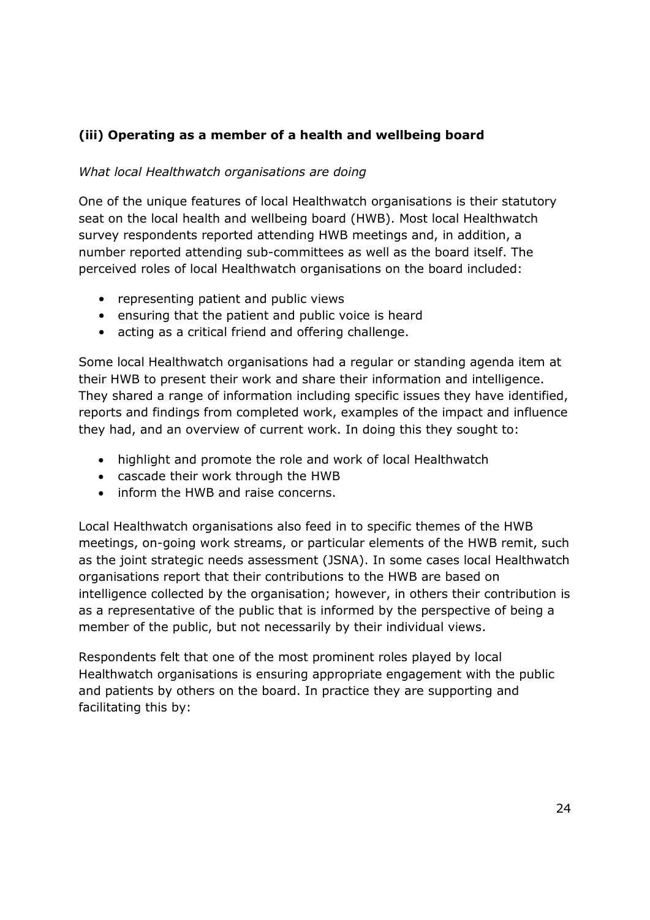### (iii) Operating as a member of a health and wellbeing board

*What local Healthwatch organisations are doing*

One of the unique features of local Healthwatch organisations is their statutory seat on the local health and wellbeing board (HWB). Most local Healthwatch survey respondents reported attending HWB meetings and, in addition, a number reported attending sub-committees as well as the board itself. The perceived roles of local Healthwatch organisations on the board included:

- representing patient and public views
- ensuring that the patient and public voice is heard
- acting as a critical friend and offering challenge.

Some local Healthwatch organisations had a regular or standing agenda item at their HWB to present their work and share their information and intelligence. They shared a range of information including specific issues they have identified, reports and findings from completed work, examples of the impact and influence they had, and an overview of current work. In doing this they sought to:

- highlight and promote the role and work of local Healthwatch
- cascade their work through the HWB
- inform the HWB and raise concerns.

Local Healthwatch organisations also feed in to specific themes of the HWB meetings, on-going work streams, or particular elements of the HWB remit, such as the joint strategic needs assessment (JSNA). In some cases local Healthwatch organisations report that their contributions to the HWB are based on intelligence collected by the organisation; however, in others their contribution is as a representative of the public that is informed by the perspective of being a member of the public, but not necessarily by their individual views.

Respondents felt that one of the most prominent roles played by local Healthwatch organisations is ensuring appropriate engagement with the public and patients by others on the board. In practice they are supporting and facilitating this by: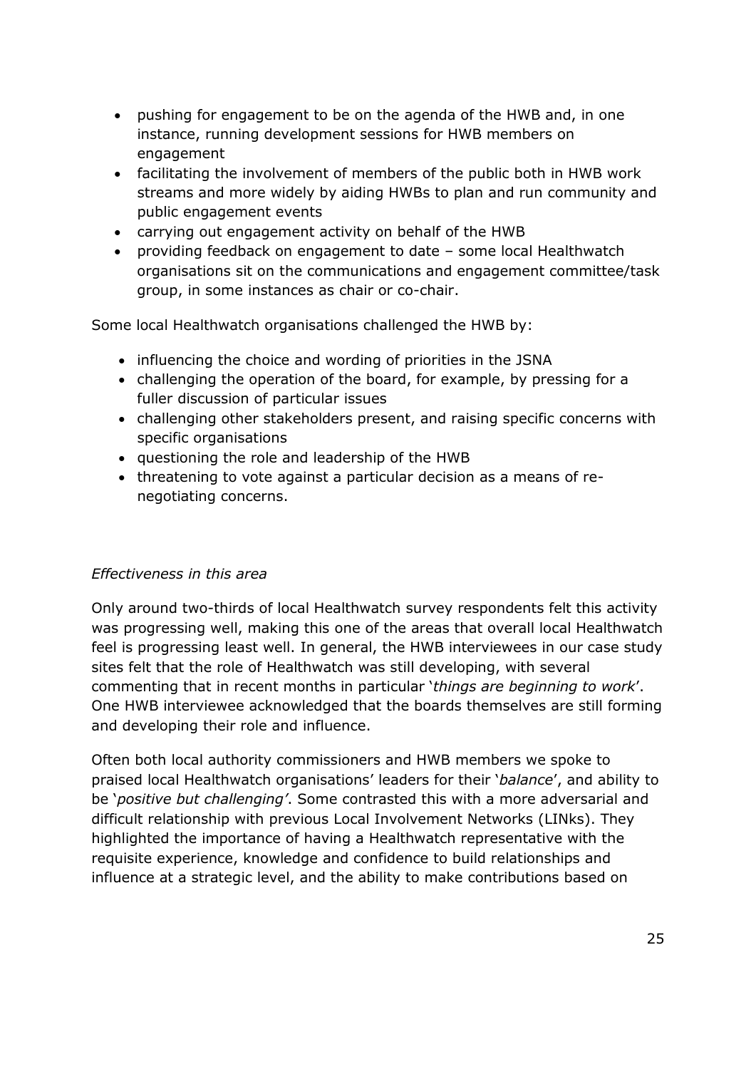- pushing for engagement to be on the agenda of the HWB and, in one instance, running development sessions for HWB members on engagement
- facilitating the involvement of members of the public both in HWB work streams and more widely by aiding HWBs to plan and run community and public engagement events
- carrying out engagement activity on behalf of the HWB
- providing feedback on engagement to date – some local Healthwatch organisations sit on the communications and engagement committee/task group, in some instances as chair or co-chair.

Some local Healthwatch organisations challenged the HWB by:

- influencing the choice and wording of priorities in the JSNA
- challenging the operation of the board, for example, by pressing for a fuller discussion of particular issues
- challenging other stakeholders present, and raising specific concerns with specific organisations
- questioning the role and leadership of the HWB
- threatening to vote against a particular decision as a means of re-negotiating concerns.

*Effectiveness in this area*

Only around two-thirds of local Healthwatch survey respondents felt this activity was progressing well, making this one of the areas that overall local Healthwatch feel is progressing least well. In general, the HWB interviewees in our case study sites felt that the role of Healthwatch was still developing, with several commenting that in recent months in particular '*things are beginning to work*'. One HWB interviewee acknowledged that the boards themselves are still forming and developing their role and influence.

Often both local authority commissioners and HWB members we spoke to praised local Healthwatch organisations' leaders for their '*balance*', and ability to be '*positive but challenging'*. Some contrasted this with a more adversarial and difficult relationship with previous Local Involvement Networks (LINks). They highlighted the importance of having a Healthwatch representative with the requisite experience, knowledge and confidence to build relationships and influence at a strategic level, and the ability to make contributions based on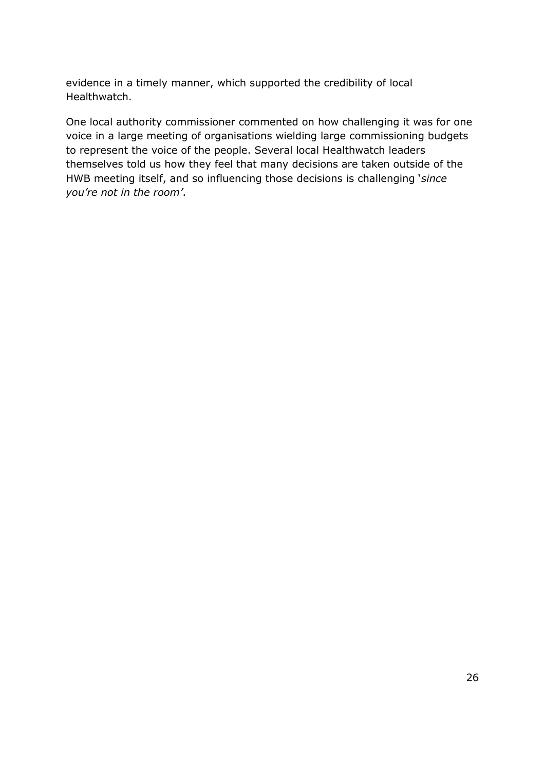evidence in a timely manner, which supported the credibility of local Healthwatch.

One local authority commissioner commented on how challenging it was for one voice in a large meeting of organisations wielding large commissioning budgets to represent the voice of the people. Several local Healthwatch leaders themselves told us how they feel that many decisions are taken outside of the HWB meeting itself, and so influencing those decisions is challenging '*since you're not in the room'*.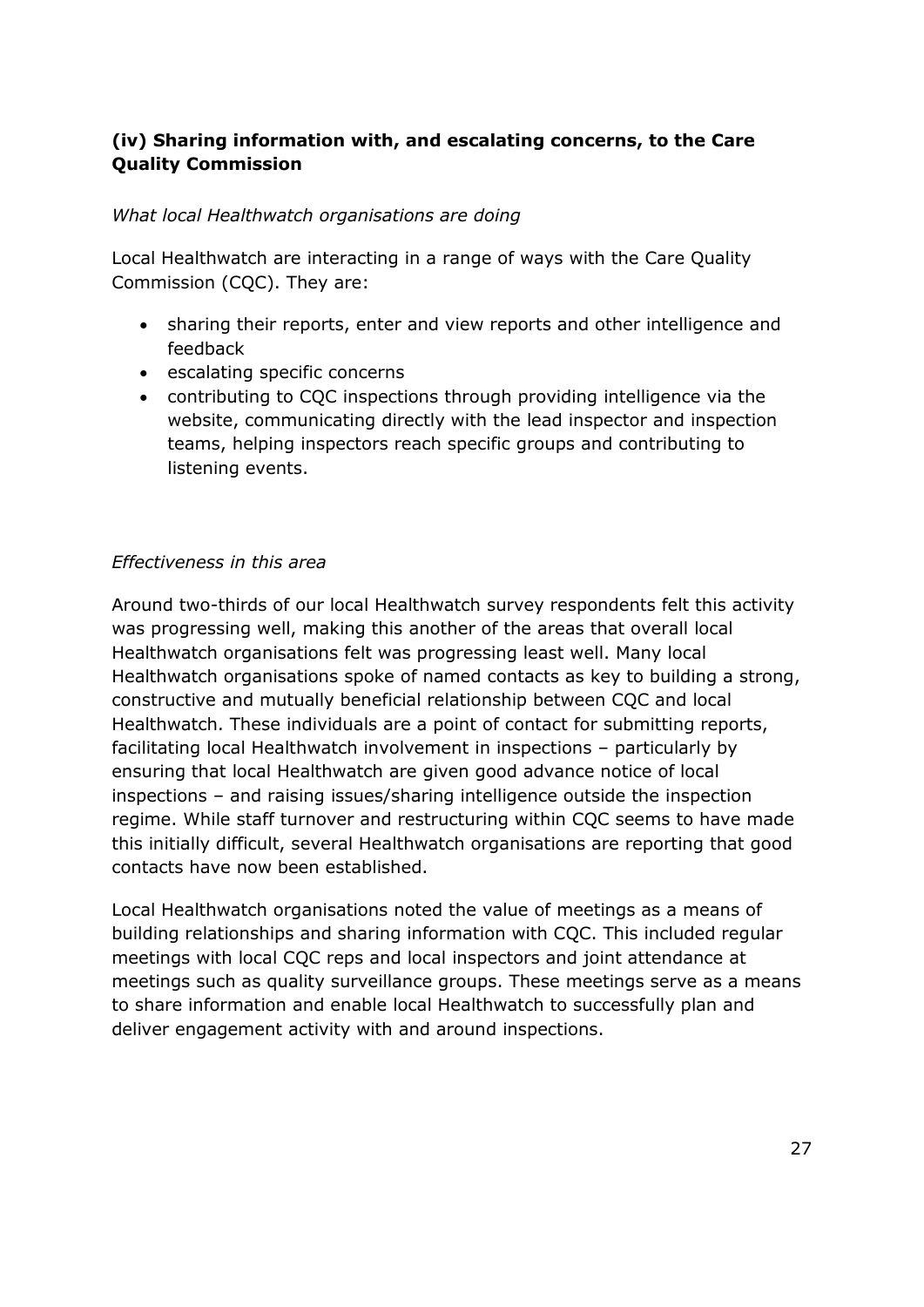### (iv) Sharing information with, and escalating concerns, to the Care Quality Commission

*What local Healthwatch organisations are doing*

Local Healthwatch are interacting in a range of ways with the Care Quality Commission (CQC). They are:

- sharing their reports, enter and view reports and other intelligence and feedback
- escalating specific concerns
- contributing to CQC inspections through providing intelligence via the website, communicating directly with the lead inspector and inspection teams, helping inspectors reach specific groups and contributing to listening events.

*Effectiveness in this area*

Around two-thirds of our local Healthwatch survey respondents felt this activity was progressing well, making this another of the areas that overall local Healthwatch organisations felt was progressing least well. Many local Healthwatch organisations spoke of named contacts as key to building a strong, constructive and mutually beneficial relationship between CQC and local Healthwatch. These individuals are a point of contact for submitting reports, facilitating local Healthwatch involvement in inspections – particularly by ensuring that local Healthwatch are given good advance notice of local inspections – and raising issues/sharing intelligence outside the inspection regime. While staff turnover and restructuring within CQC seems to have made this initially difficult, several Healthwatch organisations are reporting that good contacts have now been established.

Local Healthwatch organisations noted the value of meetings as a means of building relationships and sharing information with CQC. This included regular meetings with local CQC reps and local inspectors and joint attendance at meetings such as quality surveillance groups. These meetings serve as a means to share information and enable local Healthwatch to successfully plan and deliver engagement activity with and around inspections.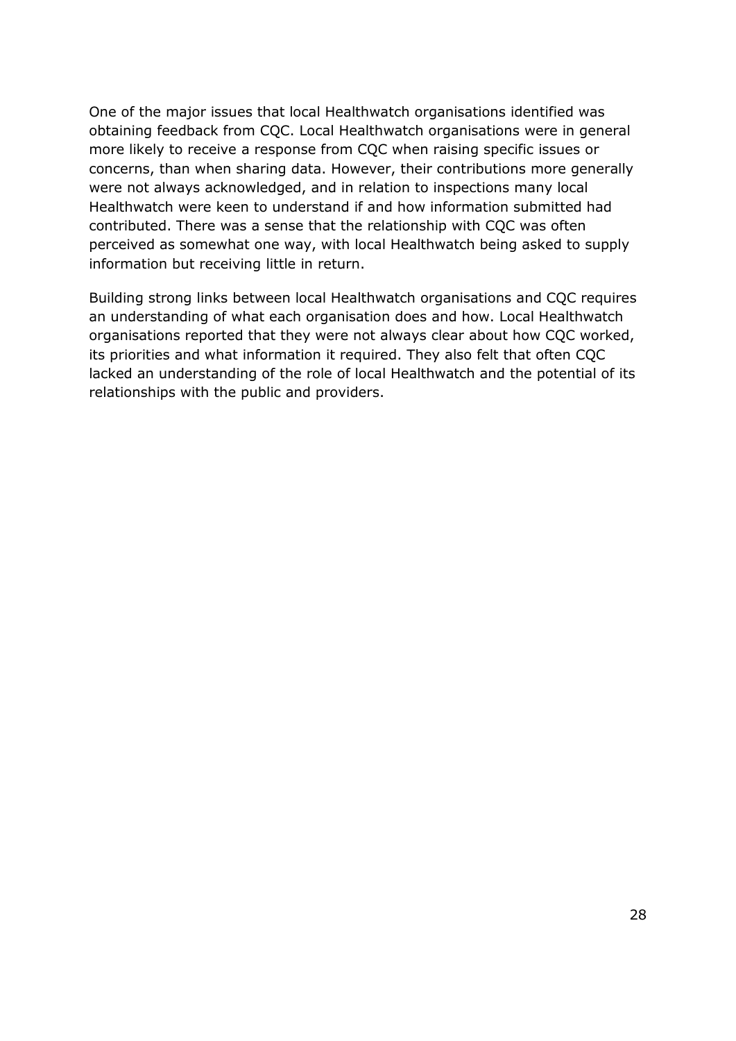One of the major issues that local Healthwatch organisations identified was obtaining feedback from CQC. Local Healthwatch organisations were in general more likely to receive a response from CQC when raising specific issues or concerns, than when sharing data. However, their contributions more generally were not always acknowledged, and in relation to inspections many local Healthwatch were keen to understand if and how information submitted had contributed. There was a sense that the relationship with CQC was often perceived as somewhat one way, with local Healthwatch being asked to supply information but receiving little in return.

Building strong links between local Healthwatch organisations and CQC requires an understanding of what each organisation does and how. Local Healthwatch organisations reported that they were not always clear about how CQC worked, its priorities and what information it required. They also felt that often CQC lacked an understanding of the role of local Healthwatch and the potential of its relationships with the public and providers.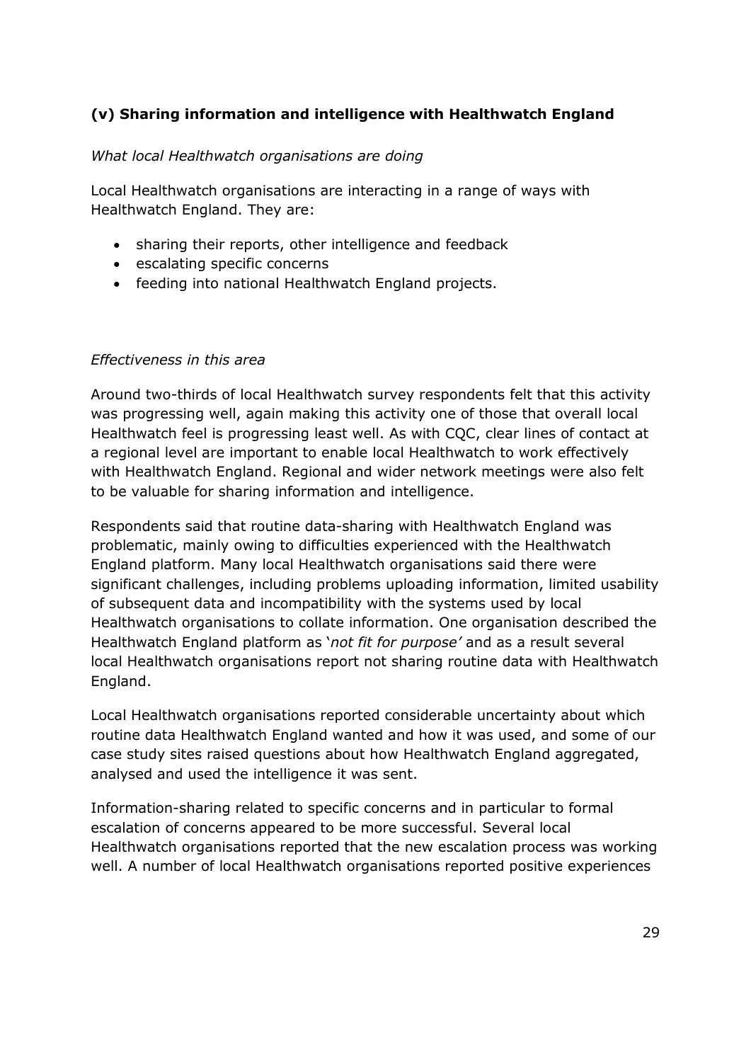### (v) Sharing information and intelligence with Healthwatch England

*What local Healthwatch organisations are doing*

Local Healthwatch organisations are interacting in a range of ways with Healthwatch England. They are:

- sharing their reports, other intelligence and feedback
- escalating specific concerns
- feeding into national Healthwatch England projects.

*Effectiveness in this area*

Around two-thirds of local Healthwatch survey respondents felt that this activity was progressing well, again making this activity one of those that overall local Healthwatch feel is progressing least well. As with CQC, clear lines of contact at a regional level are important to enable local Healthwatch to work effectively with Healthwatch England. Regional and wider network meetings were also felt to be valuable for sharing information and intelligence.

Respondents said that routine data-sharing with Healthwatch England was problematic, mainly owing to difficulties experienced with the Healthwatch England platform. Many local Healthwatch organisations said there were significant challenges, including problems uploading information, limited usability of subsequent data and incompatibility with the systems used by local Healthwatch organisations to collate information. One organisation described the Healthwatch England platform as '*not fit for purpose'* and as a result several local Healthwatch organisations report not sharing routine data with Healthwatch England.

Local Healthwatch organisations reported considerable uncertainty about which routine data Healthwatch England wanted and how it was used, and some of our case study sites raised questions about how Healthwatch England aggregated, analysed and used the intelligence it was sent.

Information-sharing related to specific concerns and in particular to formal escalation of concerns appeared to be more successful. Several local Healthwatch organisations reported that the new escalation process was working well. A number of local Healthwatch organisations reported positive experiences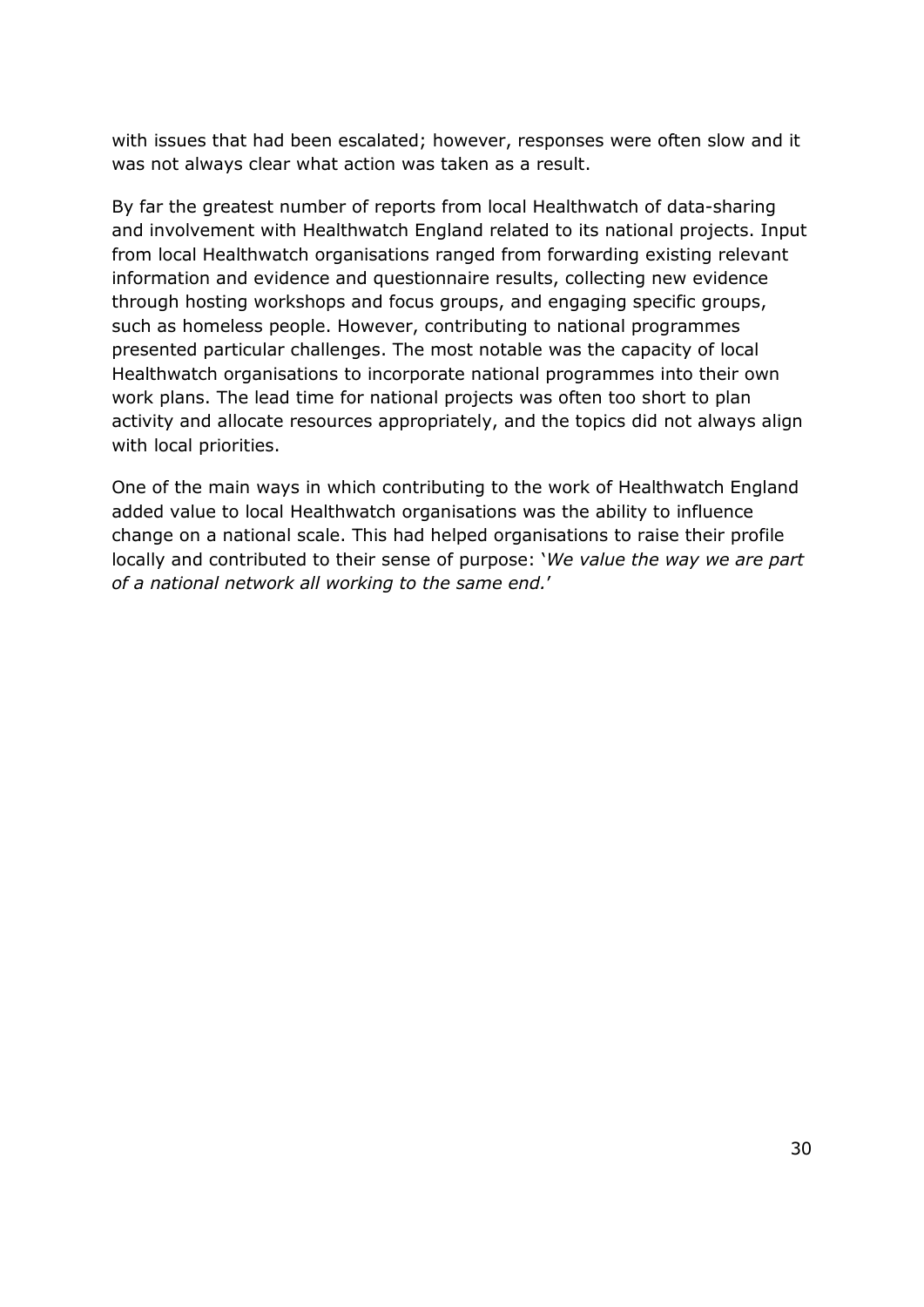with issues that had been escalated; however, responses were often slow and it was not always clear what action was taken as a result.

By far the greatest number of reports from local Healthwatch of data-sharing and involvement with Healthwatch England related to its national projects. Input from local Healthwatch organisations ranged from forwarding existing relevant information and evidence and questionnaire results, collecting new evidence through hosting workshops and focus groups, and engaging specific groups, such as homeless people. However, contributing to national programmes presented particular challenges. The most notable was the capacity of local Healthwatch organisations to incorporate national programmes into their own work plans. The lead time for national projects was often too short to plan activity and allocate resources appropriately, and the topics did not always align with local priorities.

One of the main ways in which contributing to the work of Healthwatch England added value to local Healthwatch organisations was the ability to influence change on a national scale. This had helped organisations to raise their profile locally and contributed to their sense of purpose: '*We value the way we are part of a national network all working to the same end.*'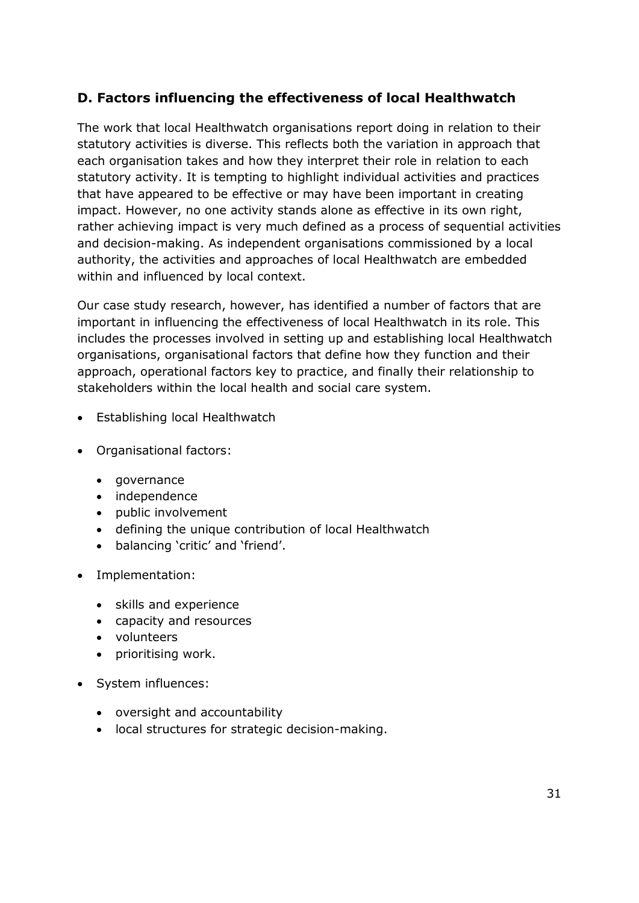## D. Factors influencing the effectiveness of local Healthwatch

The work that local Healthwatch organisations report doing in relation to their statutory activities is diverse. This reflects both the variation in approach that each organisation takes and how they interpret their role in relation to each statutory activity. It is tempting to highlight individual activities and practices that have appeared to be effective or may have been important in creating impact. However, no one activity stands alone as effective in its own right, rather achieving impact is very much defined as a process of sequential activities and decision-making. As independent organisations commissioned by a local authority, the activities and approaches of local Healthwatch are embedded within and influenced by local context.

Our case study research, however, has identified a number of factors that are important in influencing the effectiveness of local Healthwatch in its role. This includes the processes involved in setting up and establishing local Healthwatch organisations, organisational factors that define how they function and their approach, operational factors key to practice, and finally their relationship to stakeholders within the local health and social care system.

- Establishing local Healthwatch
- Organisational factors:
  - governance
  - independence
  - public involvement
  - defining the unique contribution of local Healthwatch
  - balancing 'critic' and 'friend'.
- Implementation:
  - skills and experience
  - capacity and resources
  - volunteers
  - prioritising work.
- System influences:
  - oversight and accountability
  - local structures for strategic decision-making.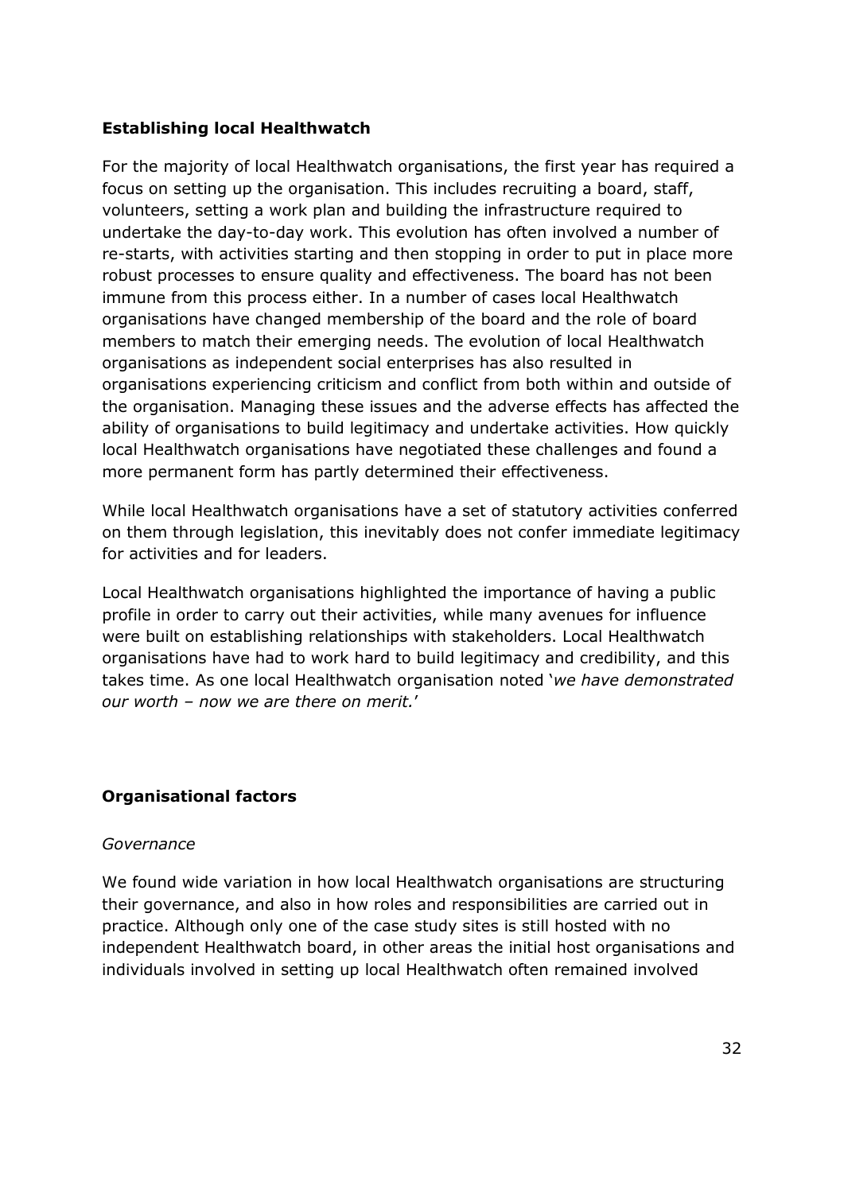**Establishing local Healthwatch**

For the majority of local Healthwatch organisations, the first year has required a focus on setting up the organisation. This includes recruiting a board, staff, volunteers, setting a work plan and building the infrastructure required to undertake the day-to-day work. This evolution has often involved a number of re-starts, with activities starting and then stopping in order to put in place more robust processes to ensure quality and effectiveness. The board has not been immune from this process either. In a number of cases local Healthwatch organisations have changed membership of the board and the role of board members to match their emerging needs. The evolution of local Healthwatch organisations as independent social enterprises has also resulted in organisations experiencing criticism and conflict from both within and outside of the organisation. Managing these issues and the adverse effects has affected the ability of organisations to build legitimacy and undertake activities. How quickly local Healthwatch organisations have negotiated these challenges and found a more permanent form has partly determined their effectiveness.

While local Healthwatch organisations have a set of statutory activities conferred on them through legislation, this inevitably does not confer immediate legitimacy for activities and for leaders.

Local Healthwatch organisations highlighted the importance of having a public profile in order to carry out their activities, while many avenues for influence were built on establishing relationships with stakeholders. Local Healthwatch organisations have had to work hard to build legitimacy and credibility, and this takes time. As one local Healthwatch organisation noted '*we have demonstrated our worth – now we are there on merit.*'

**Organisational factors**

*Governance*

We found wide variation in how local Healthwatch organisations are structuring their governance, and also in how roles and responsibilities are carried out in practice. Although only one of the case study sites is still hosted with no independent Healthwatch board, in other areas the initial host organisations and individuals involved in setting up local Healthwatch often remained involved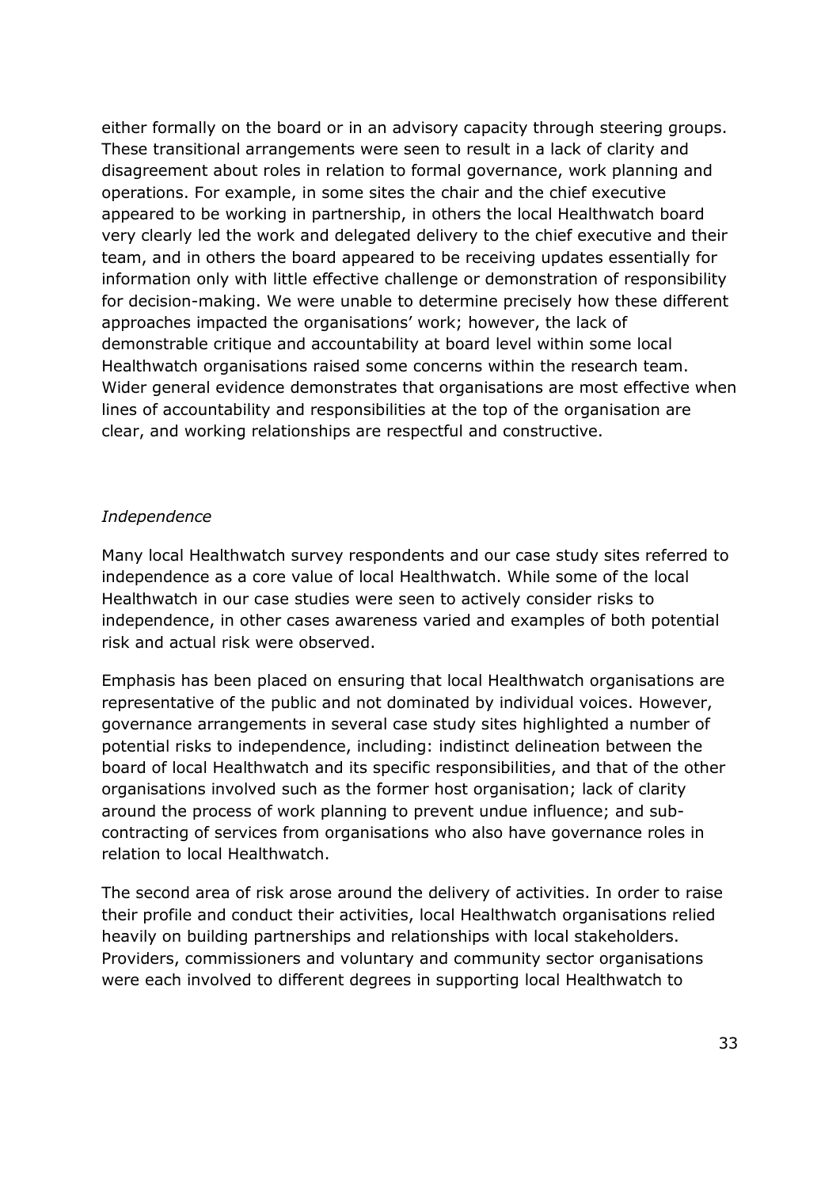either formally on the board or in an advisory capacity through steering groups. These transitional arrangements were seen to result in a lack of clarity and disagreement about roles in relation to formal governance, work planning and operations. For example, in some sites the chair and the chief executive appeared to be working in partnership, in others the local Healthwatch board very clearly led the work and delegated delivery to the chief executive and their team, and in others the board appeared to be receiving updates essentially for information only with little effective challenge or demonstration of responsibility for decision-making. We were unable to determine precisely how these different approaches impacted the organisations' work; however, the lack of demonstrable critique and accountability at board level within some local Healthwatch organisations raised some concerns within the research team. Wider general evidence demonstrates that organisations are most effective when lines of accountability and responsibilities at the top of the organisation are clear, and working relationships are respectful and constructive.

*Independence*

Many local Healthwatch survey respondents and our case study sites referred to independence as a core value of local Healthwatch. While some of the local Healthwatch in our case studies were seen to actively consider risks to independence, in other cases awareness varied and examples of both potential risk and actual risk were observed.

Emphasis has been placed on ensuring that local Healthwatch organisations are representative of the public and not dominated by individual voices. However, governance arrangements in several case study sites highlighted a number of potential risks to independence, including: indistinct delineation between the board of local Healthwatch and its specific responsibilities, and that of the other organisations involved such as the former host organisation; lack of clarity around the process of work planning to prevent undue influence; and sub-contracting of services from organisations who also have governance roles in relation to local Healthwatch.

The second area of risk arose around the delivery of activities. In order to raise their profile and conduct their activities, local Healthwatch organisations relied heavily on building partnerships and relationships with local stakeholders. Providers, commissioners and voluntary and community sector organisations were each involved to different degrees in supporting local Healthwatch to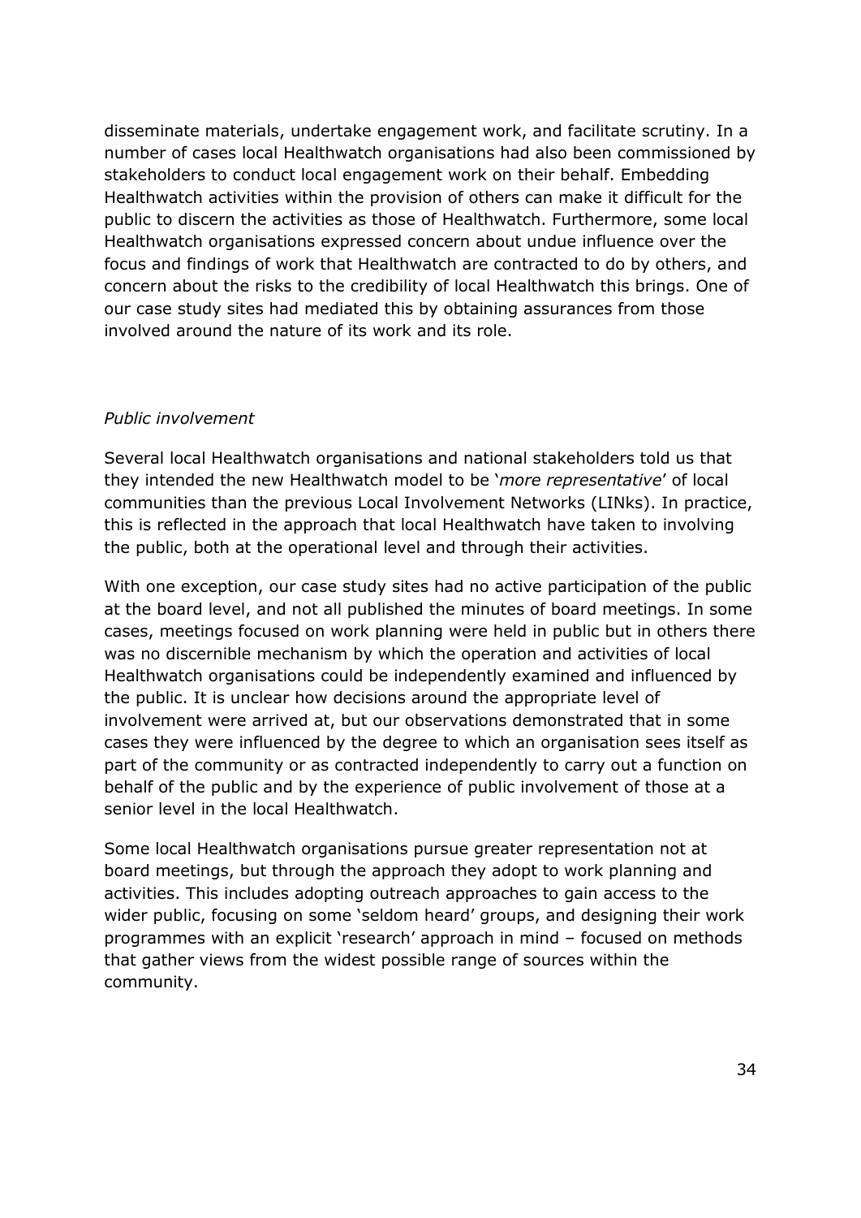disseminate materials, undertake engagement work, and facilitate scrutiny. In a number of cases local Healthwatch organisations had also been commissioned by stakeholders to conduct local engagement work on their behalf. Embedding Healthwatch activities within the provision of others can make it difficult for the public to discern the activities as those of Healthwatch. Furthermore, some local Healthwatch organisations expressed concern about undue influence over the focus and findings of work that Healthwatch are contracted to do by others, and concern about the risks to the credibility of local Healthwatch this brings. One of our case study sites had mediated this by obtaining assurances from those involved around the nature of its work and its role.

*Public involvement*

Several local Healthwatch organisations and national stakeholders told us that they intended the new Healthwatch model to be '*more representative*' of local communities than the previous Local Involvement Networks (LINks). In practice, this is reflected in the approach that local Healthwatch have taken to involving the public, both at the operational level and through their activities.

With one exception, our case study sites had no active participation of the public at the board level, and not all published the minutes of board meetings. In some cases, meetings focused on work planning were held in public but in others there was no discernible mechanism by which the operation and activities of local Healthwatch organisations could be independently examined and influenced by the public. It is unclear how decisions around the appropriate level of involvement were arrived at, but our observations demonstrated that in some cases they were influenced by the degree to which an organisation sees itself as part of the community or as contracted independently to carry out a function on behalf of the public and by the experience of public involvement of those at a senior level in the local Healthwatch.

Some local Healthwatch organisations pursue greater representation not at board meetings, but through the approach they adopt to work planning and activities. This includes adopting outreach approaches to gain access to the wider public, focusing on some 'seldom heard' groups, and designing their work programmes with an explicit 'research' approach in mind – focused on methods that gather views from the widest possible range of sources within the community.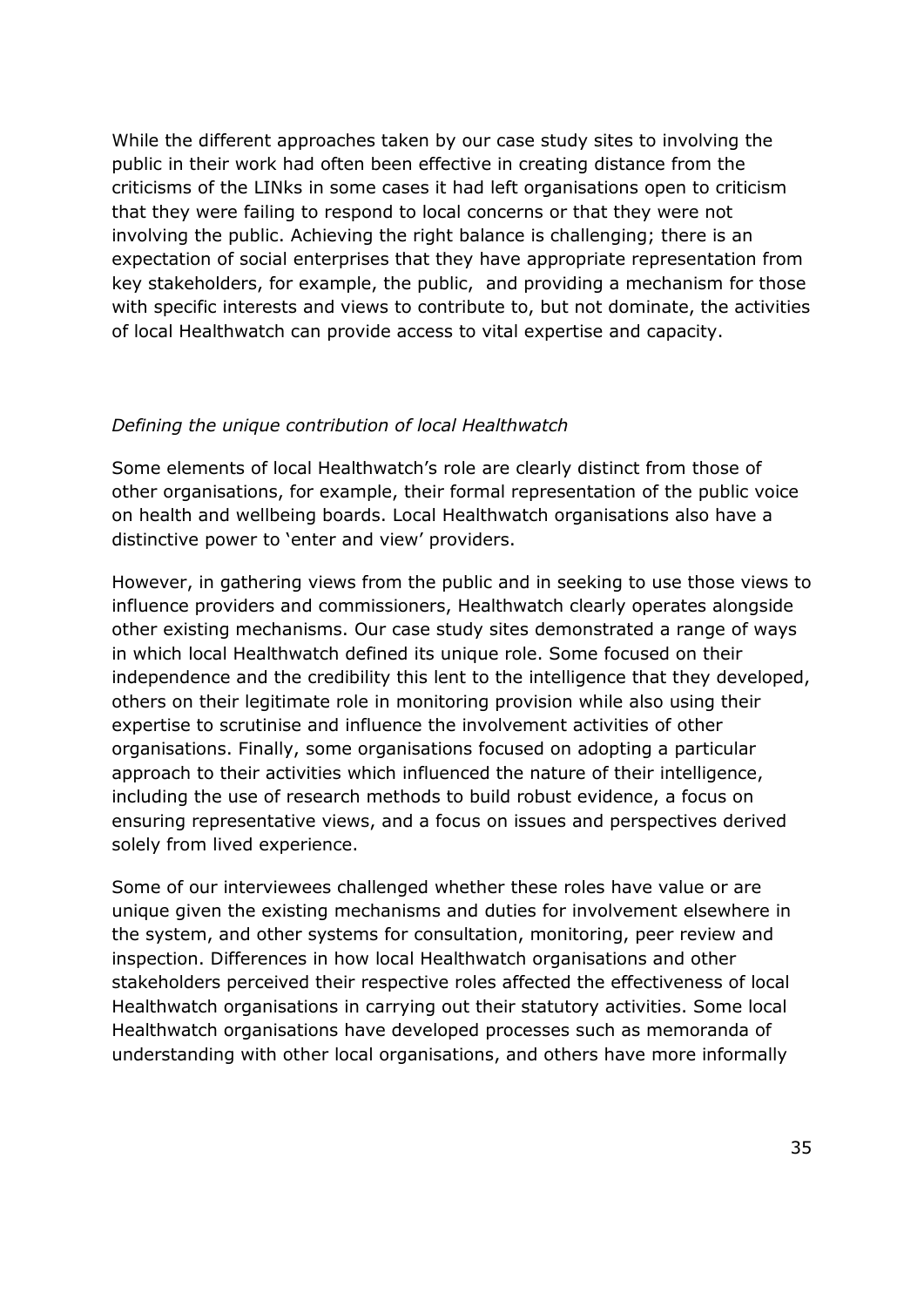While the different approaches taken by our case study sites to involving the public in their work had often been effective in creating distance from the criticisms of the LINks in some cases it had left organisations open to criticism that they were failing to respond to local concerns or that they were not involving the public. Achieving the right balance is challenging; there is an expectation of social enterprises that they have appropriate representation from key stakeholders, for example, the public, and providing a mechanism for those with specific interests and views to contribute to, but not dominate, the activities of local Healthwatch can provide access to vital expertise and capacity.

*Defining the unique contribution of local Healthwatch*

Some elements of local Healthwatch's role are clearly distinct from those of other organisations, for example, their formal representation of the public voice on health and wellbeing boards. Local Healthwatch organisations also have a distinctive power to 'enter and view' providers.

However, in gathering views from the public and in seeking to use those views to influence providers and commissioners, Healthwatch clearly operates alongside other existing mechanisms. Our case study sites demonstrated a range of ways in which local Healthwatch defined its unique role. Some focused on their independence and the credibility this lent to the intelligence that they developed, others on their legitimate role in monitoring provision while also using their expertise to scrutinise and influence the involvement activities of other organisations. Finally, some organisations focused on adopting a particular approach to their activities which influenced the nature of their intelligence, including the use of research methods to build robust evidence, a focus on ensuring representative views, and a focus on issues and perspectives derived solely from lived experience.

Some of our interviewees challenged whether these roles have value or are unique given the existing mechanisms and duties for involvement elsewhere in the system, and other systems for consultation, monitoring, peer review and inspection. Differences in how local Healthwatch organisations and other stakeholders perceived their respective roles affected the effectiveness of local Healthwatch organisations in carrying out their statutory activities. Some local Healthwatch organisations have developed processes such as memoranda of understanding with other local organisations, and others have more informally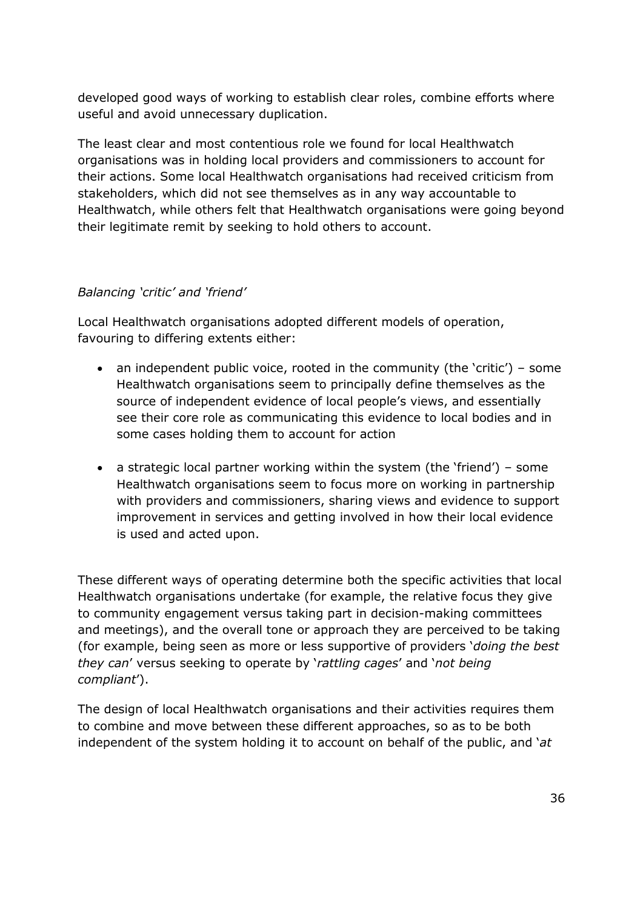developed good ways of working to establish clear roles, combine efforts where useful and avoid unnecessary duplication.

The least clear and most contentious role we found for local Healthwatch organisations was in holding local providers and commissioners to account for their actions. Some local Healthwatch organisations had received criticism from stakeholders, which did not see themselves as in any way accountable to Healthwatch, while others felt that Healthwatch organisations were going beyond their legitimate remit by seeking to hold others to account.

*Balancing 'critic' and 'friend'*

Local Healthwatch organisations adopted different models of operation, favouring to differing extents either:

- an independent public voice, rooted in the community (the 'critic') – some Healthwatch organisations seem to principally define themselves as the source of independent evidence of local people's views, and essentially see their core role as communicating this evidence to local bodies and in some cases holding them to account for action
- a strategic local partner working within the system (the 'friend') – some Healthwatch organisations seem to focus more on working in partnership with providers and commissioners, sharing views and evidence to support improvement in services and getting involved in how their local evidence is used and acted upon.

These different ways of operating determine both the specific activities that local Healthwatch organisations undertake (for example, the relative focus they give to community engagement versus taking part in decision-making committees and meetings), and the overall tone or approach they are perceived to be taking (for example, being seen as more or less supportive of providers '*doing the best they can*' versus seeking to operate by '*rattling cages*' and '*not being compliant*').

The design of local Healthwatch organisations and their activities requires them to combine and move between these different approaches, so as to be both independent of the system holding it to account on behalf of the public, and '*at*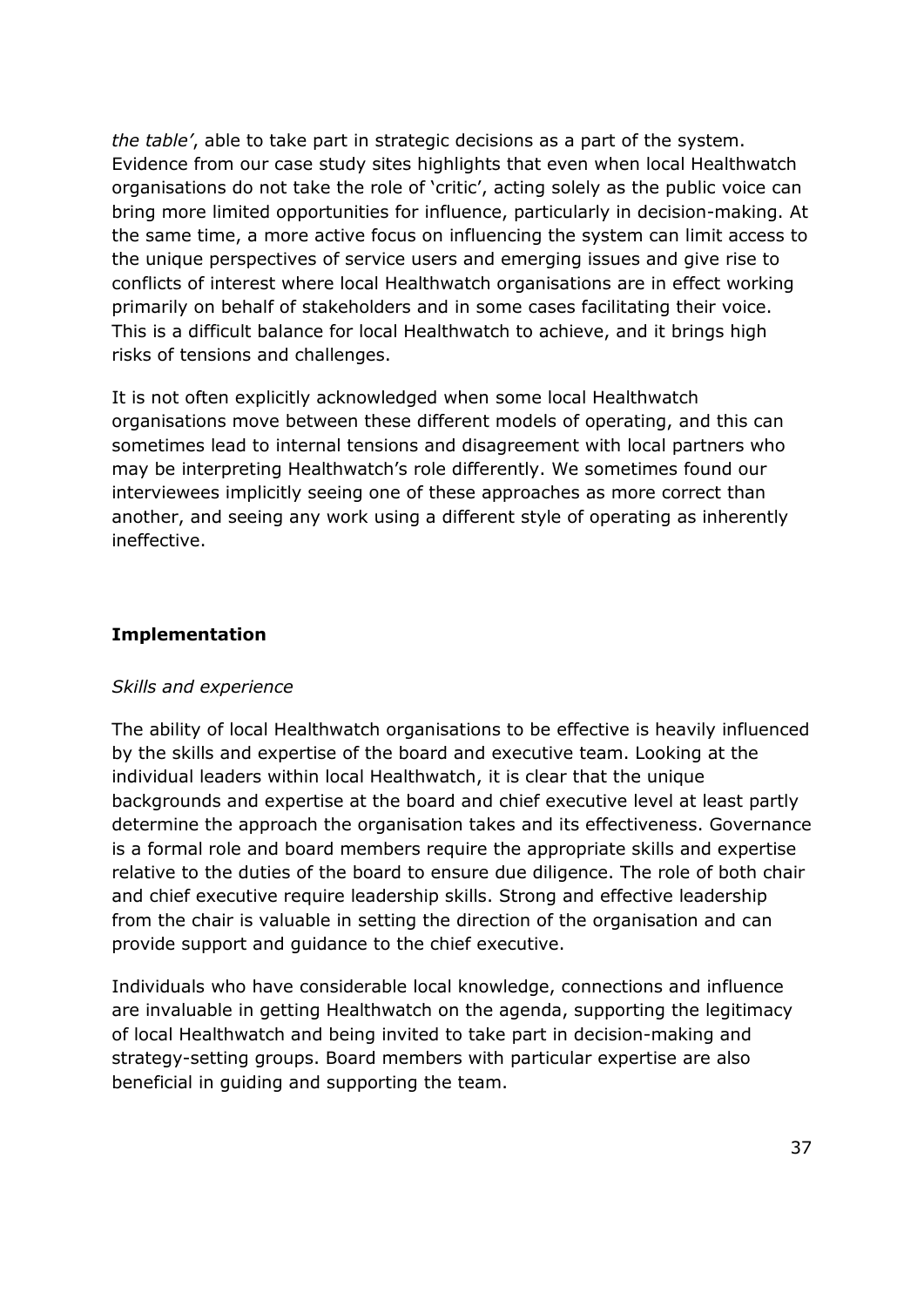*the table'*, able to take part in strategic decisions as a part of the system. Evidence from our case study sites highlights that even when local Healthwatch organisations do not take the role of 'critic', acting solely as the public voice can bring more limited opportunities for influence, particularly in decision-making. At the same time, a more active focus on influencing the system can limit access to the unique perspectives of service users and emerging issues and give rise to conflicts of interest where local Healthwatch organisations are in effect working primarily on behalf of stakeholders and in some cases facilitating their voice. This is a difficult balance for local Healthwatch to achieve, and it brings high risks of tensions and challenges.

It is not often explicitly acknowledged when some local Healthwatch organisations move between these different models of operating, and this can sometimes lead to internal tensions and disagreement with local partners who may be interpreting Healthwatch's role differently. We sometimes found our interviewees implicitly seeing one of these approaches as more correct than another, and seeing any work using a different style of operating as inherently ineffective.

**Implementation**

*Skills and experience*

The ability of local Healthwatch organisations to be effective is heavily influenced by the skills and expertise of the board and executive team. Looking at the individual leaders within local Healthwatch, it is clear that the unique backgrounds and expertise at the board and chief executive level at least partly determine the approach the organisation takes and its effectiveness. Governance is a formal role and board members require the appropriate skills and expertise relative to the duties of the board to ensure due diligence. The role of both chair and chief executive require leadership skills. Strong and effective leadership from the chair is valuable in setting the direction of the organisation and can provide support and guidance to the chief executive.

Individuals who have considerable local knowledge, connections and influence are invaluable in getting Healthwatch on the agenda, supporting the legitimacy of local Healthwatch and being invited to take part in decision-making and strategy-setting groups. Board members with particular expertise are also beneficial in guiding and supporting the team.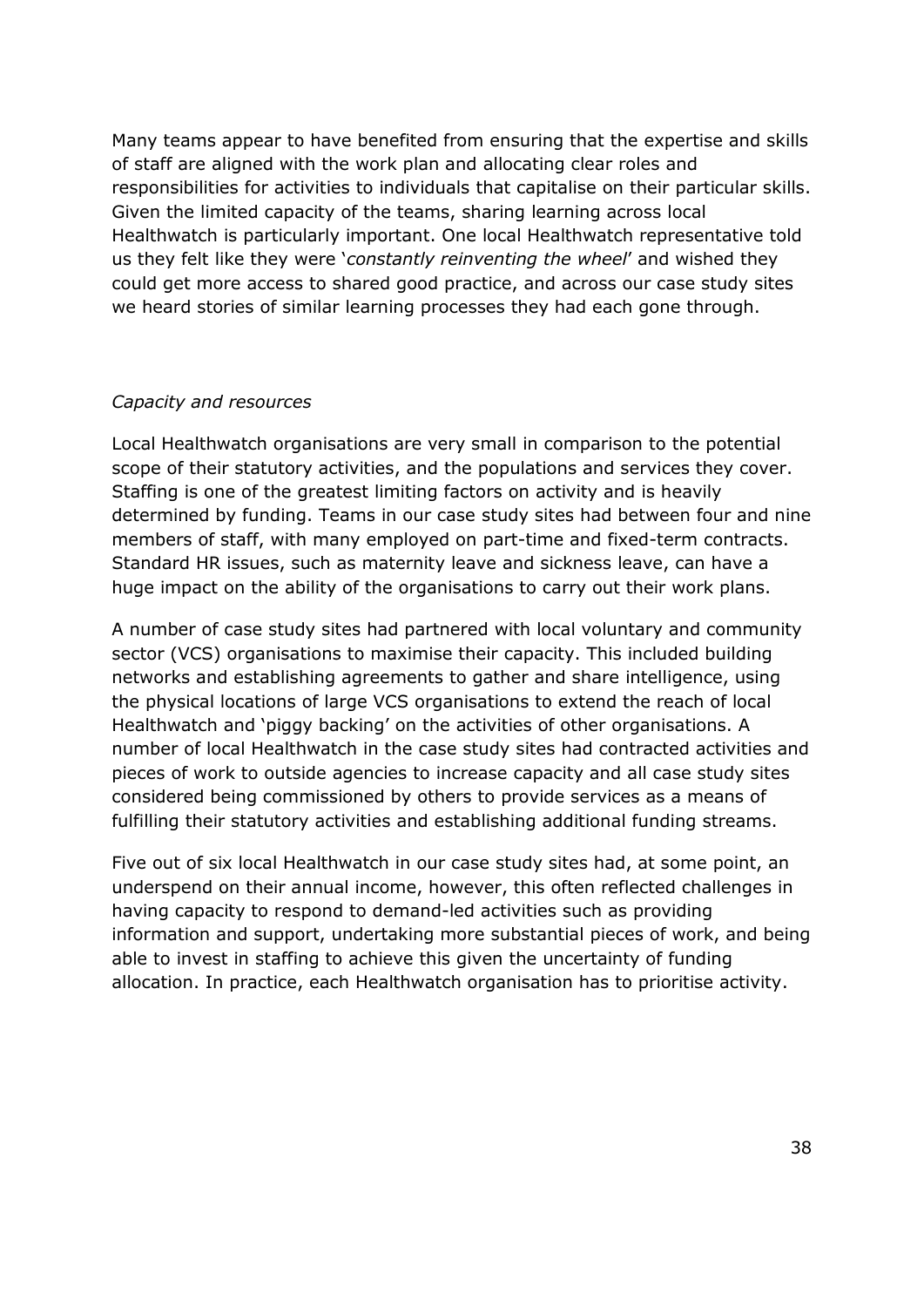Many teams appear to have benefited from ensuring that the expertise and skills of staff are aligned with the work plan and allocating clear roles and responsibilities for activities to individuals that capitalise on their particular skills. Given the limited capacity of the teams, sharing learning across local Healthwatch is particularly important. One local Healthwatch representative told us they felt like they were '*constantly reinventing the wheel*' and wished they could get more access to shared good practice, and across our case study sites we heard stories of similar learning processes they had each gone through.

*Capacity and resources*

Local Healthwatch organisations are very small in comparison to the potential scope of their statutory activities, and the populations and services they cover. Staffing is one of the greatest limiting factors on activity and is heavily determined by funding. Teams in our case study sites had between four and nine members of staff, with many employed on part-time and fixed-term contracts. Standard HR issues, such as maternity leave and sickness leave, can have a huge impact on the ability of the organisations to carry out their work plans.

A number of case study sites had partnered with local voluntary and community sector (VCS) organisations to maximise their capacity. This included building networks and establishing agreements to gather and share intelligence, using the physical locations of large VCS organisations to extend the reach of local Healthwatch and 'piggy backing' on the activities of other organisations. A number of local Healthwatch in the case study sites had contracted activities and pieces of work to outside agencies to increase capacity and all case study sites considered being commissioned by others to provide services as a means of fulfilling their statutory activities and establishing additional funding streams.

Five out of six local Healthwatch in our case study sites had, at some point, an underspend on their annual income, however, this often reflected challenges in having capacity to respond to demand-led activities such as providing information and support, undertaking more substantial pieces of work, and being able to invest in staffing to achieve this given the uncertainty of funding allocation. In practice, each Healthwatch organisation has to prioritise activity.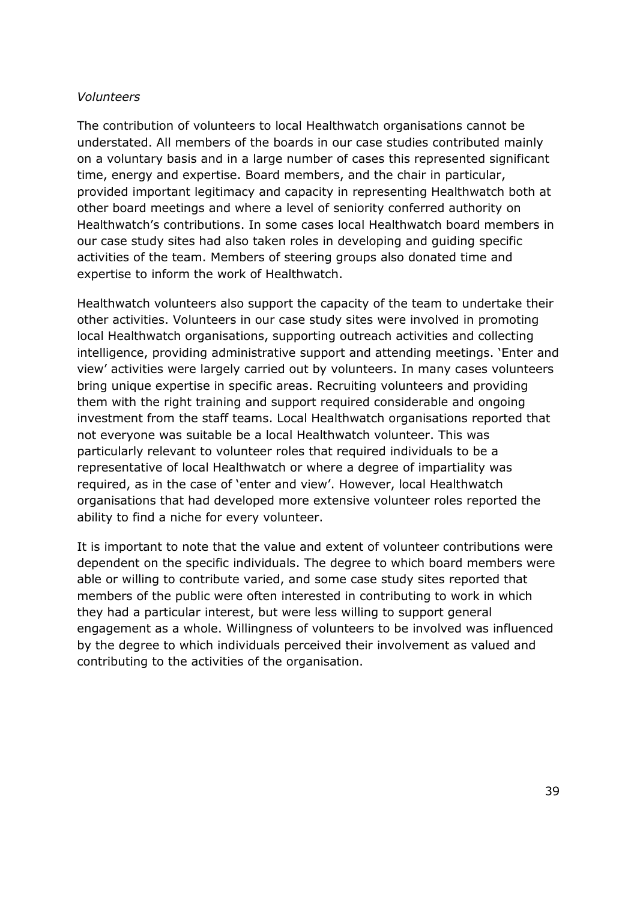*Volunteers*

The contribution of volunteers to local Healthwatch organisations cannot be understated. All members of the boards in our case studies contributed mainly on a voluntary basis and in a large number of cases this represented significant time, energy and expertise. Board members, and the chair in particular, provided important legitimacy and capacity in representing Healthwatch both at other board meetings and where a level of seniority conferred authority on Healthwatch's contributions. In some cases local Healthwatch board members in our case study sites had also taken roles in developing and guiding specific activities of the team. Members of steering groups also donated time and expertise to inform the work of Healthwatch.

Healthwatch volunteers also support the capacity of the team to undertake their other activities. Volunteers in our case study sites were involved in promoting local Healthwatch organisations, supporting outreach activities and collecting intelligence, providing administrative support and attending meetings. 'Enter and view' activities were largely carried out by volunteers. In many cases volunteers bring unique expertise in specific areas. Recruiting volunteers and providing them with the right training and support required considerable and ongoing investment from the staff teams. Local Healthwatch organisations reported that not everyone was suitable be a local Healthwatch volunteer. This was particularly relevant to volunteer roles that required individuals to be a representative of local Healthwatch or where a degree of impartiality was required, as in the case of 'enter and view'. However, local Healthwatch organisations that had developed more extensive volunteer roles reported the ability to find a niche for every volunteer.

It is important to note that the value and extent of volunteer contributions were dependent on the specific individuals. The degree to which board members were able or willing to contribute varied, and some case study sites reported that members of the public were often interested in contributing to work in which they had a particular interest, but were less willing to support general engagement as a whole. Willingness of volunteers to be involved was influenced by the degree to which individuals perceived their involvement as valued and contributing to the activities of the organisation.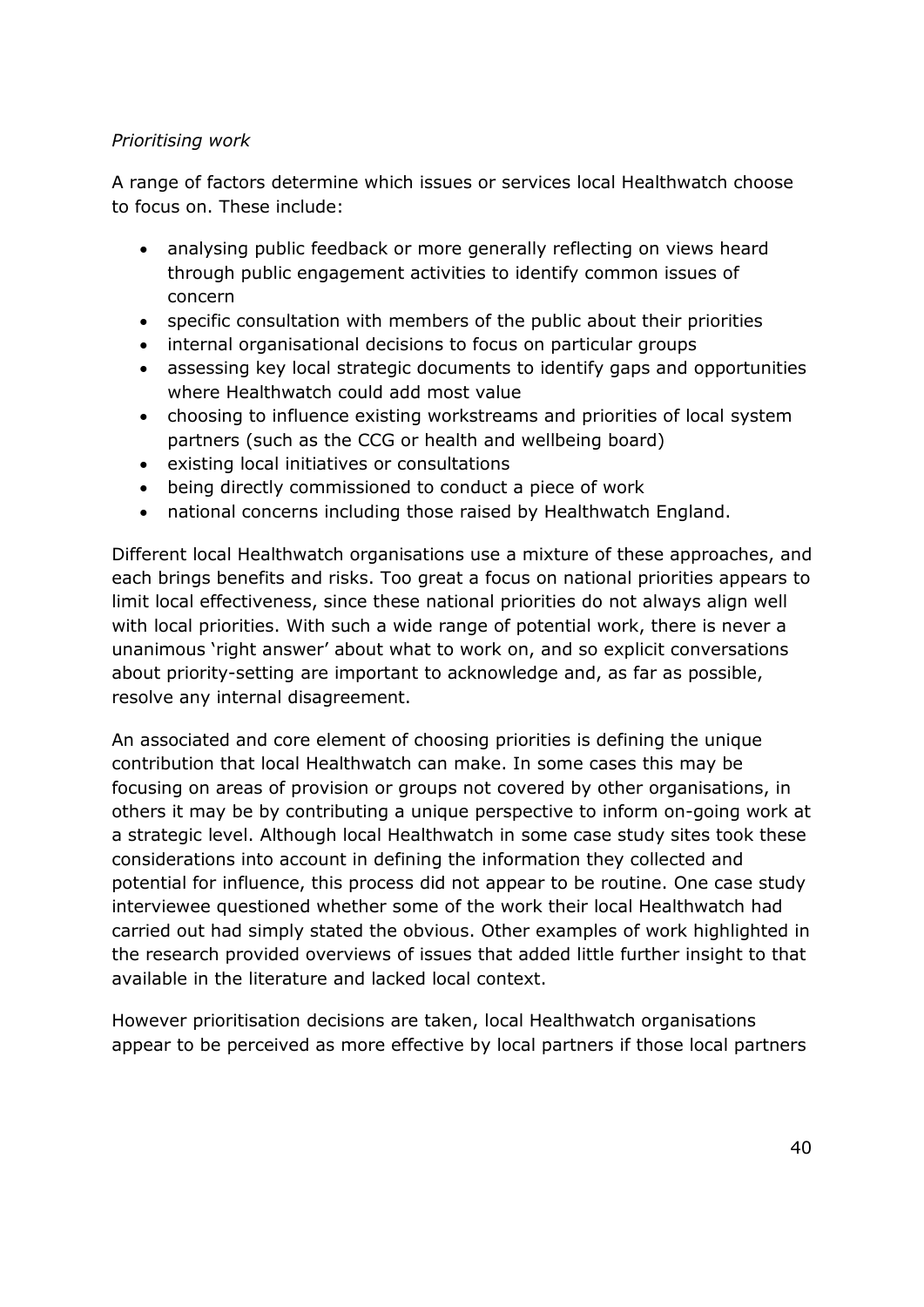*Prioritising work*

A range of factors determine which issues or services local Healthwatch choose to focus on. These include:

- analysing public feedback or more generally reflecting on views heard through public engagement activities to identify common issues of concern
- specific consultation with members of the public about their priorities
- internal organisational decisions to focus on particular groups
- assessing key local strategic documents to identify gaps and opportunities where Healthwatch could add most value
- choosing to influence existing workstreams and priorities of local system partners (such as the CCG or health and wellbeing board)
- existing local initiatives or consultations
- being directly commissioned to conduct a piece of work
- national concerns including those raised by Healthwatch England.

Different local Healthwatch organisations use a mixture of these approaches, and each brings benefits and risks. Too great a focus on national priorities appears to limit local effectiveness, since these national priorities do not always align well with local priorities. With such a wide range of potential work, there is never a unanimous 'right answer' about what to work on, and so explicit conversations about priority-setting are important to acknowledge and, as far as possible, resolve any internal disagreement.

An associated and core element of choosing priorities is defining the unique contribution that local Healthwatch can make. In some cases this may be focusing on areas of provision or groups not covered by other organisations, in others it may be by contributing a unique perspective to inform on-going work at a strategic level. Although local Healthwatch in some case study sites took these considerations into account in defining the information they collected and potential for influence, this process did not appear to be routine. One case study interviewee questioned whether some of the work their local Healthwatch had carried out had simply stated the obvious. Other examples of work highlighted in the research provided overviews of issues that added little further insight to that available in the literature and lacked local context.

However prioritisation decisions are taken, local Healthwatch organisations appear to be perceived as more effective by local partners if those local partners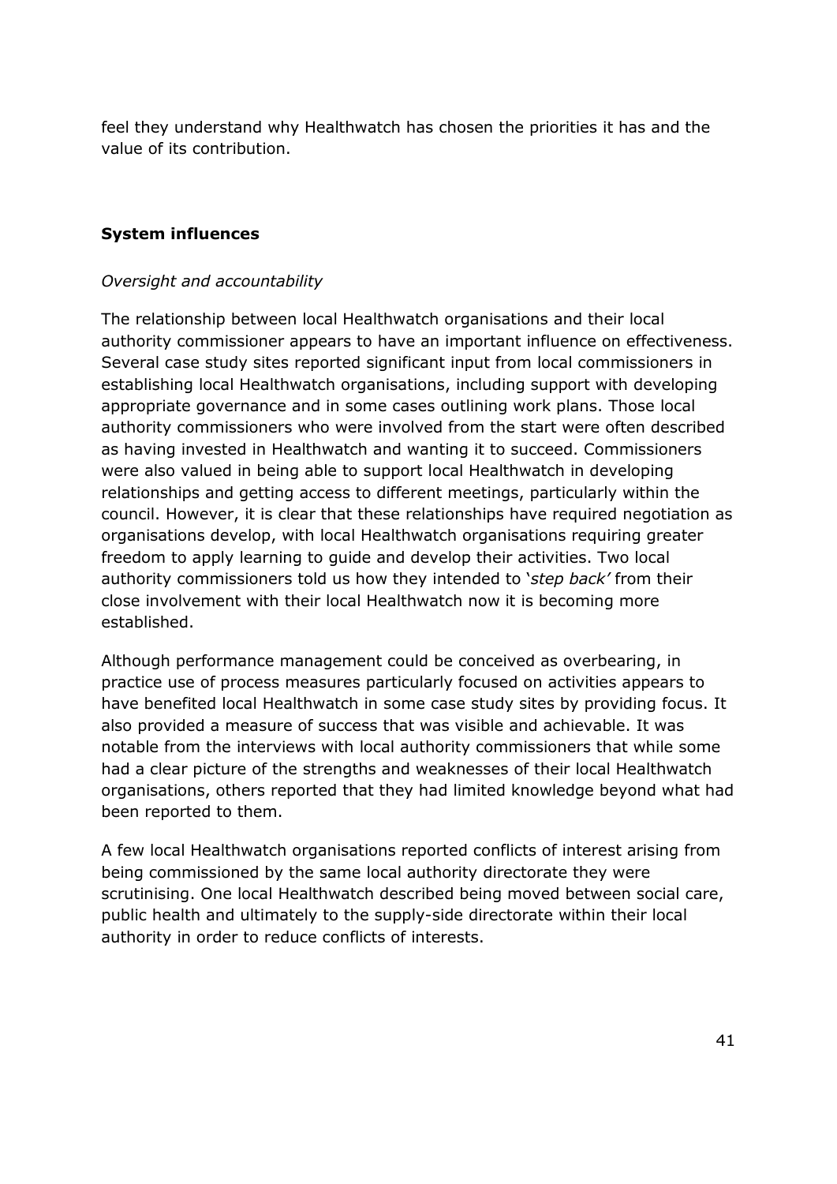feel they understand why Healthwatch has chosen the priorities it has and the value of its contribution.

### System influences

*Oversight and accountability*

The relationship between local Healthwatch organisations and their local authority commissioner appears to have an important influence on effectiveness. Several case study sites reported significant input from local commissioners in establishing local Healthwatch organisations, including support with developing appropriate governance and in some cases outlining work plans. Those local authority commissioners who were involved from the start were often described as having invested in Healthwatch and wanting it to succeed. Commissioners were also valued in being able to support local Healthwatch in developing relationships and getting access to different meetings, particularly within the council. However, it is clear that these relationships have required negotiation as organisations develop, with local Healthwatch organisations requiring greater freedom to apply learning to guide and develop their activities. Two local authority commissioners told us how they intended to '*step back'* from their close involvement with their local Healthwatch now it is becoming more established.

Although performance management could be conceived as overbearing, in practice use of process measures particularly focused on activities appears to have benefited local Healthwatch in some case study sites by providing focus. It also provided a measure of success that was visible and achievable. It was notable from the interviews with local authority commissioners that while some had a clear picture of the strengths and weaknesses of their local Healthwatch organisations, others reported that they had limited knowledge beyond what had been reported to them.

A few local Healthwatch organisations reported conflicts of interest arising from being commissioned by the same local authority directorate they were scrutinising. One local Healthwatch described being moved between social care, public health and ultimately to the supply-side directorate within their local authority in order to reduce conflicts of interests.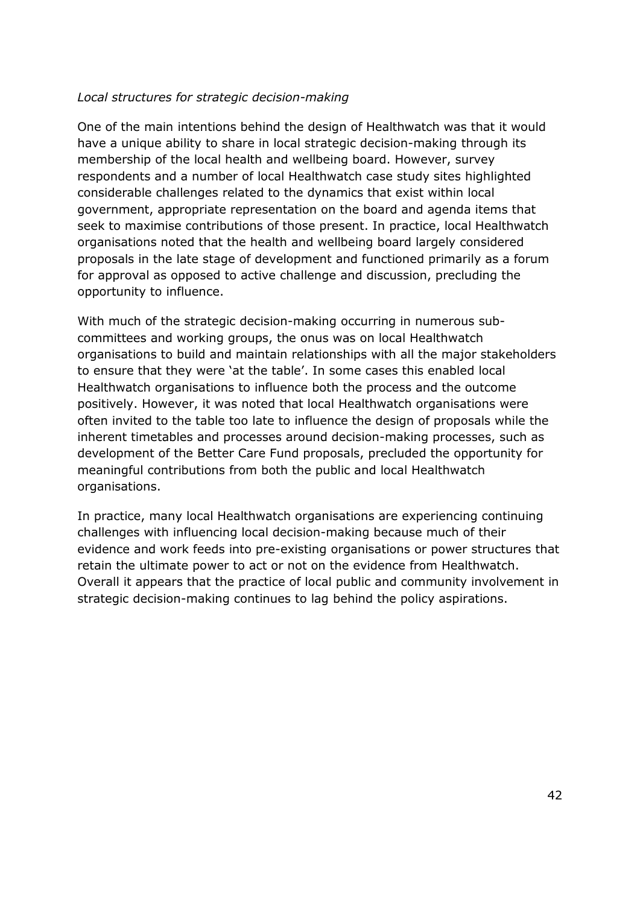*Local structures for strategic decision-making*

One of the main intentions behind the design of Healthwatch was that it would have a unique ability to share in local strategic decision-making through its membership of the local health and wellbeing board. However, survey respondents and a number of local Healthwatch case study sites highlighted considerable challenges related to the dynamics that exist within local government, appropriate representation on the board and agenda items that seek to maximise contributions of those present. In practice, local Healthwatch organisations noted that the health and wellbeing board largely considered proposals in the late stage of development and functioned primarily as a forum for approval as opposed to active challenge and discussion, precluding the opportunity to influence.

With much of the strategic decision-making occurring in numerous sub-committees and working groups, the onus was on local Healthwatch organisations to build and maintain relationships with all the major stakeholders to ensure that they were 'at the table'. In some cases this enabled local Healthwatch organisations to influence both the process and the outcome positively. However, it was noted that local Healthwatch organisations were often invited to the table too late to influence the design of proposals while the inherent timetables and processes around decision-making processes, such as development of the Better Care Fund proposals, precluded the opportunity for meaningful contributions from both the public and local Healthwatch organisations.

In practice, many local Healthwatch organisations are experiencing continuing challenges with influencing local decision-making because much of their evidence and work feeds into pre-existing organisations or power structures that retain the ultimate power to act or not on the evidence from Healthwatch. Overall it appears that the practice of local public and community involvement in strategic decision-making continues to lag behind the policy aspirations.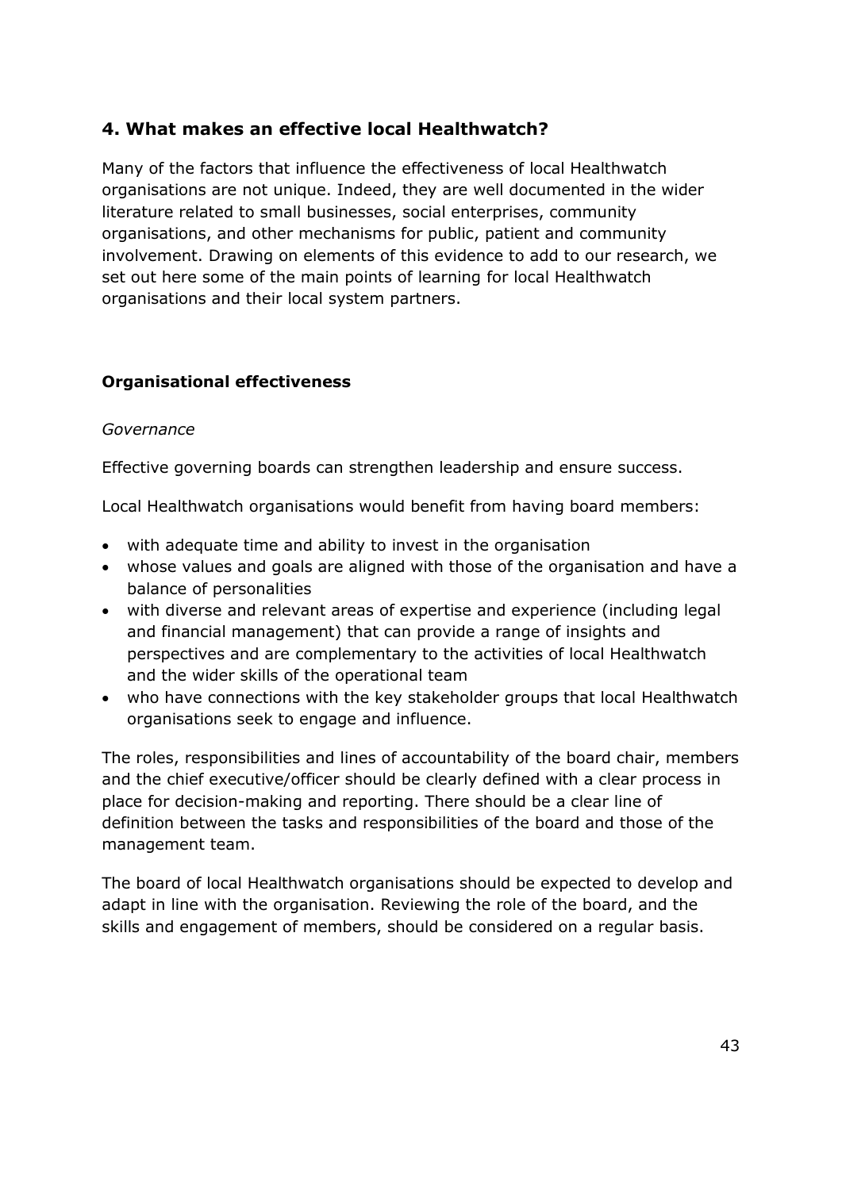## 4. What makes an effective local Healthwatch?

Many of the factors that influence the effectiveness of local Healthwatch organisations are not unique. Indeed, they are well documented in the wider literature related to small businesses, social enterprises, community organisations, and other mechanisms for public, patient and community involvement. Drawing on elements of this evidence to add to our research, we set out here some of the main points of learning for local Healthwatch organisations and their local system partners.

### Organisational effectiveness

*Governance*

Effective governing boards can strengthen leadership and ensure success.

Local Healthwatch organisations would benefit from having board members:

- with adequate time and ability to invest in the organisation
- whose values and goals are aligned with those of the organisation and have a balance of personalities
- with diverse and relevant areas of expertise and experience (including legal and financial management) that can provide a range of insights and perspectives and are complementary to the activities of local Healthwatch and the wider skills of the operational team
- who have connections with the key stakeholder groups that local Healthwatch organisations seek to engage and influence.

The roles, responsibilities and lines of accountability of the board chair, members and the chief executive/officer should be clearly defined with a clear process in place for decision-making and reporting. There should be a clear line of definition between the tasks and responsibilities of the board and those of the management team.

The board of local Healthwatch organisations should be expected to develop and adapt in line with the organisation. Reviewing the role of the board, and the skills and engagement of members, should be considered on a regular basis.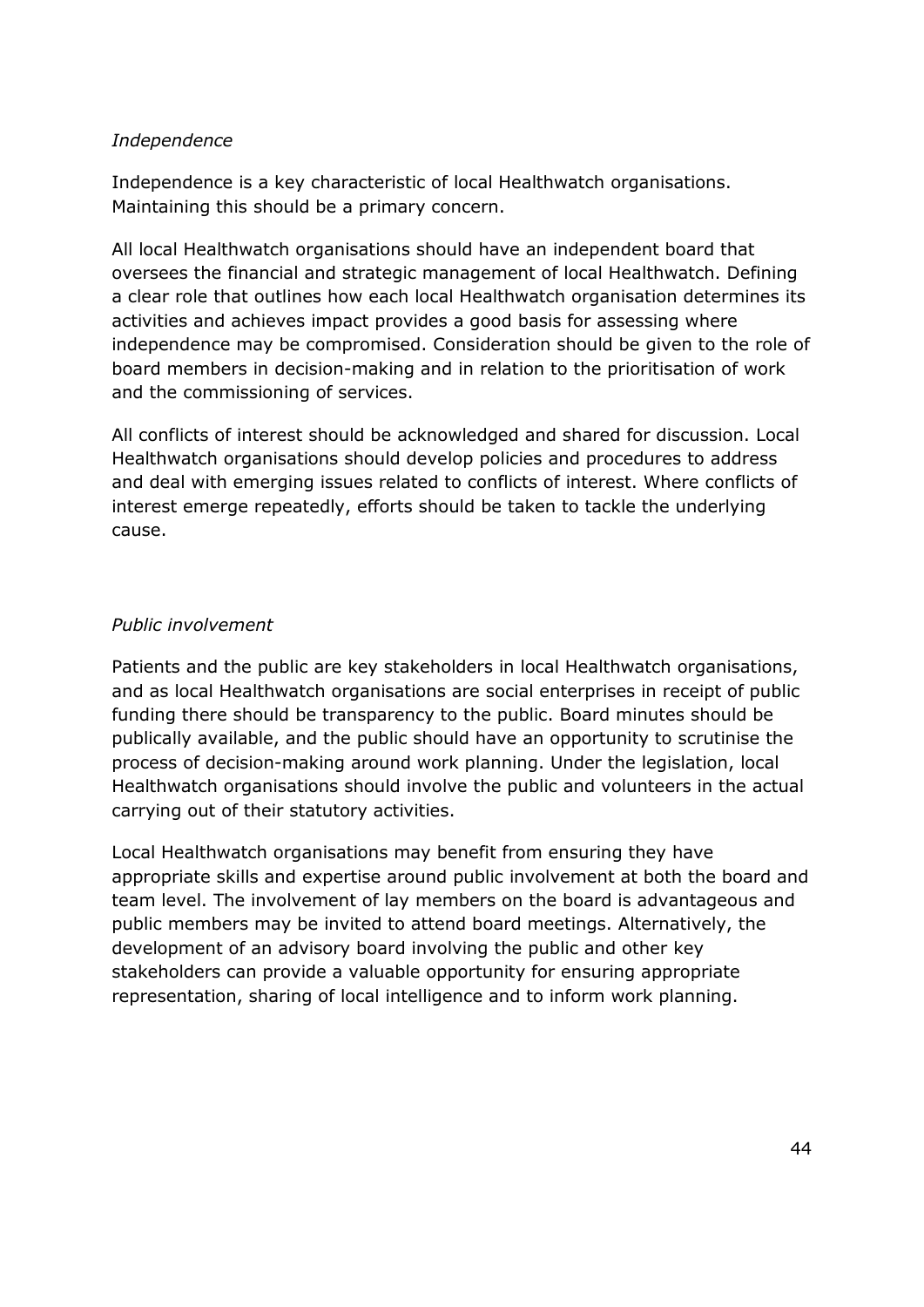*Independence*

Independence is a key characteristic of local Healthwatch organisations. Maintaining this should be a primary concern.

All local Healthwatch organisations should have an independent board that oversees the financial and strategic management of local Healthwatch. Defining a clear role that outlines how each local Healthwatch organisation determines its activities and achieves impact provides a good basis for assessing where independence may be compromised. Consideration should be given to the role of board members in decision-making and in relation to the prioritisation of work and the commissioning of services.

All conflicts of interest should be acknowledged and shared for discussion. Local Healthwatch organisations should develop policies and procedures to address and deal with emerging issues related to conflicts of interest. Where conflicts of interest emerge repeatedly, efforts should be taken to tackle the underlying cause.

*Public involvement*

Patients and the public are key stakeholders in local Healthwatch organisations, and as local Healthwatch organisations are social enterprises in receipt of public funding there should be transparency to the public. Board minutes should be publically available, and the public should have an opportunity to scrutinise the process of decision-making around work planning. Under the legislation, local Healthwatch organisations should involve the public and volunteers in the actual carrying out of their statutory activities.

Local Healthwatch organisations may benefit from ensuring they have appropriate skills and expertise around public involvement at both the board and team level. The involvement of lay members on the board is advantageous and public members may be invited to attend board meetings. Alternatively, the development of an advisory board involving the public and other key stakeholders can provide a valuable opportunity for ensuring appropriate representation, sharing of local intelligence and to inform work planning.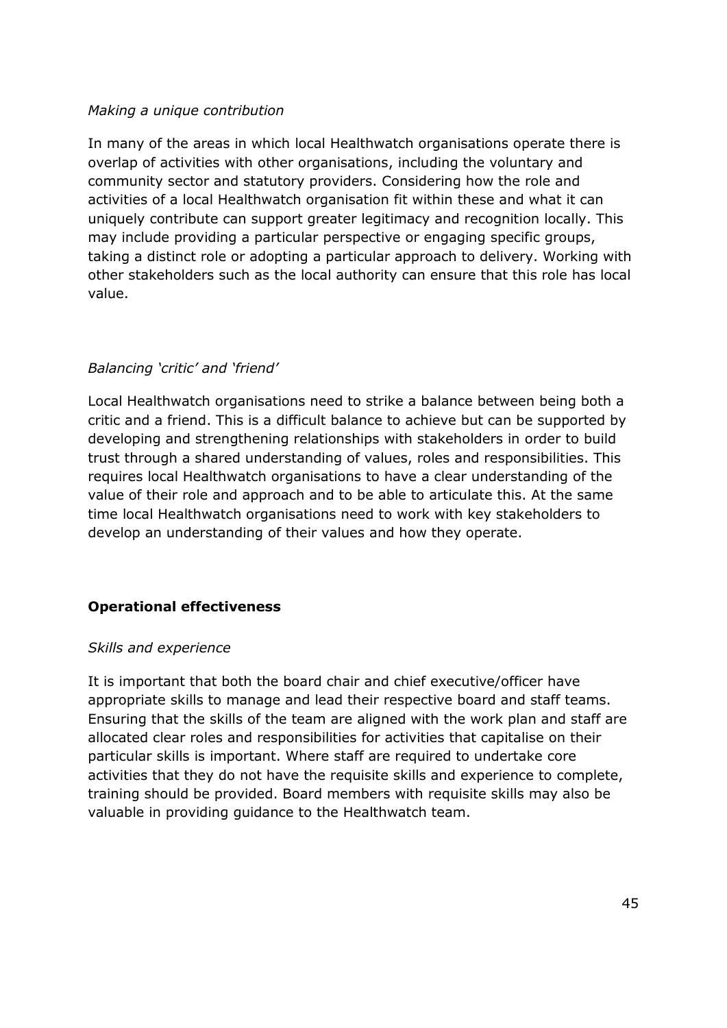*Making a unique contribution*

In many of the areas in which local Healthwatch organisations operate there is overlap of activities with other organisations, including the voluntary and community sector and statutory providers. Considering how the role and activities of a local Healthwatch organisation fit within these and what it can uniquely contribute can support greater legitimacy and recognition locally. This may include providing a particular perspective or engaging specific groups, taking a distinct role or adopting a particular approach to delivery. Working with other stakeholders such as the local authority can ensure that this role has local value.

*Balancing 'critic' and 'friend'*

Local Healthwatch organisations need to strike a balance between being both a critic and a friend. This is a difficult balance to achieve but can be supported by developing and strengthening relationships with stakeholders in order to build trust through a shared understanding of values, roles and responsibilities. This requires local Healthwatch organisations to have a clear understanding of the value of their role and approach and to be able to articulate this. At the same time local Healthwatch organisations need to work with key stakeholders to develop an understanding of their values and how they operate.

**Operational effectiveness**

*Skills and experience*

It is important that both the board chair and chief executive/officer have appropriate skills to manage and lead their respective board and staff teams. Ensuring that the skills of the team are aligned with the work plan and staff are allocated clear roles and responsibilities for activities that capitalise on their particular skills is important. Where staff are required to undertake core activities that they do not have the requisite skills and experience to complete, training should be provided. Board members with requisite skills may also be valuable in providing guidance to the Healthwatch team.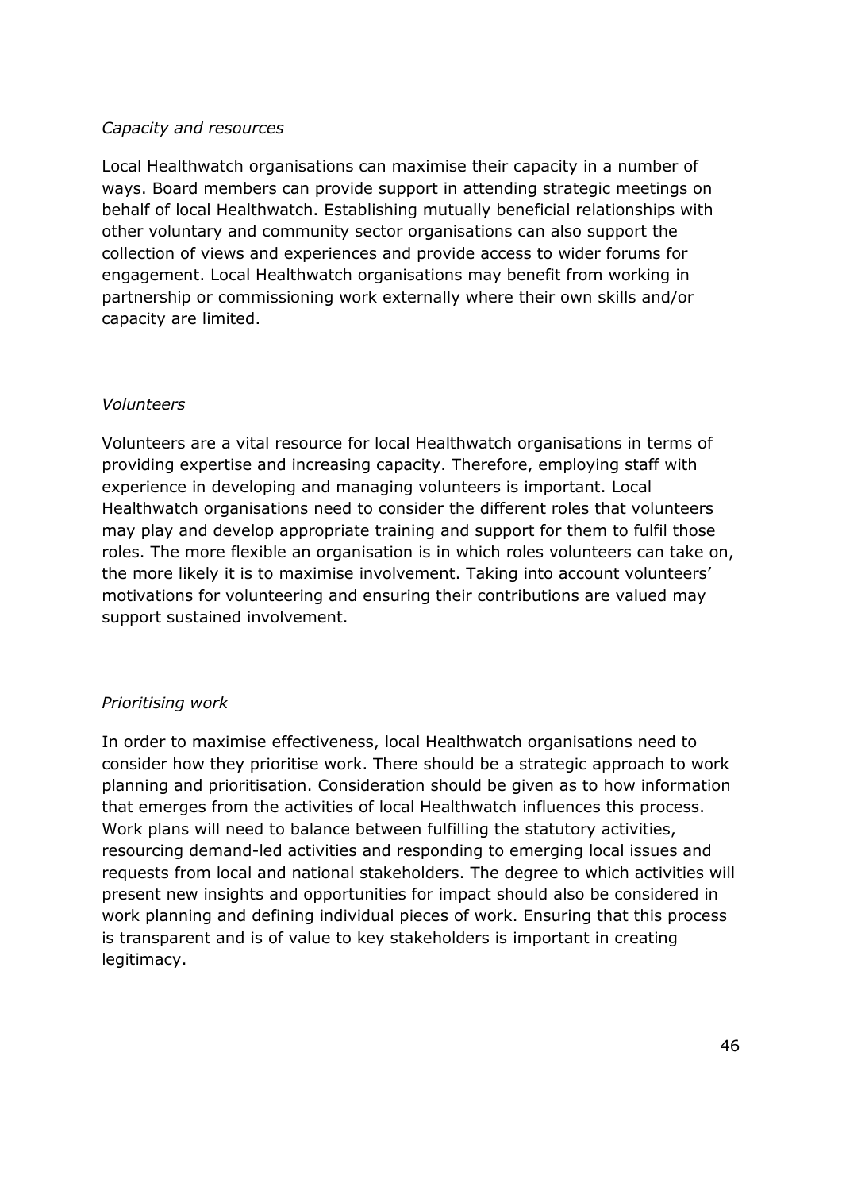*Capacity and resources*

Local Healthwatch organisations can maximise their capacity in a number of ways. Board members can provide support in attending strategic meetings on behalf of local Healthwatch. Establishing mutually beneficial relationships with other voluntary and community sector organisations can also support the collection of views and experiences and provide access to wider forums for engagement. Local Healthwatch organisations may benefit from working in partnership or commissioning work externally where their own skills and/or capacity are limited.

*Volunteers*

Volunteers are a vital resource for local Healthwatch organisations in terms of providing expertise and increasing capacity. Therefore, employing staff with experience in developing and managing volunteers is important. Local Healthwatch organisations need to consider the different roles that volunteers may play and develop appropriate training and support for them to fulfil those roles. The more flexible an organisation is in which roles volunteers can take on, the more likely it is to maximise involvement. Taking into account volunteers' motivations for volunteering and ensuring their contributions are valued may support sustained involvement.

*Prioritising work*

In order to maximise effectiveness, local Healthwatch organisations need to consider how they prioritise work. There should be a strategic approach to work planning and prioritisation. Consideration should be given as to how information that emerges from the activities of local Healthwatch influences this process. Work plans will need to balance between fulfilling the statutory activities, resourcing demand-led activities and responding to emerging local issues and requests from local and national stakeholders. The degree to which activities will present new insights and opportunities for impact should also be considered in work planning and defining individual pieces of work. Ensuring that this process is transparent and is of value to key stakeholders is important in creating legitimacy.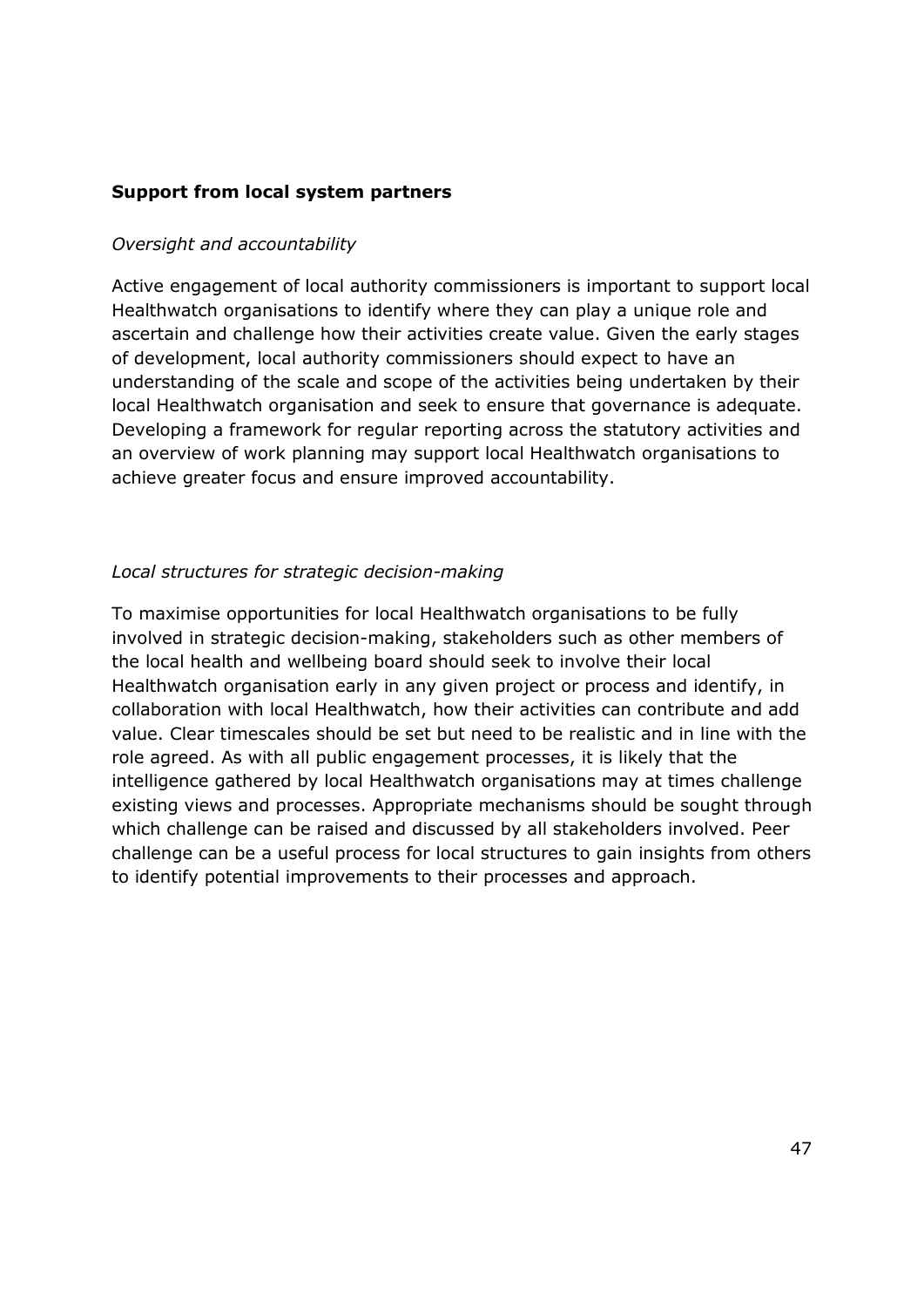**Support from local system partners**

*Oversight and accountability*

Active engagement of local authority commissioners is important to support local Healthwatch organisations to identify where they can play a unique role and ascertain and challenge how their activities create value. Given the early stages of development, local authority commissioners should expect to have an understanding of the scale and scope of the activities being undertaken by their local Healthwatch organisation and seek to ensure that governance is adequate. Developing a framework for regular reporting across the statutory activities and an overview of work planning may support local Healthwatch organisations to achieve greater focus and ensure improved accountability.

*Local structures for strategic decision-making*

To maximise opportunities for local Healthwatch organisations to be fully involved in strategic decision-making, stakeholders such as other members of the local health and wellbeing board should seek to involve their local Healthwatch organisation early in any given project or process and identify, in collaboration with local Healthwatch, how their activities can contribute and add value. Clear timescales should be set but need to be realistic and in line with the role agreed. As with all public engagement processes, it is likely that the intelligence gathered by local Healthwatch organisations may at times challenge existing views and processes. Appropriate mechanisms should be sought through which challenge can be raised and discussed by all stakeholders involved. Peer challenge can be a useful process for local structures to gain insights from others to identify potential improvements to their processes and approach.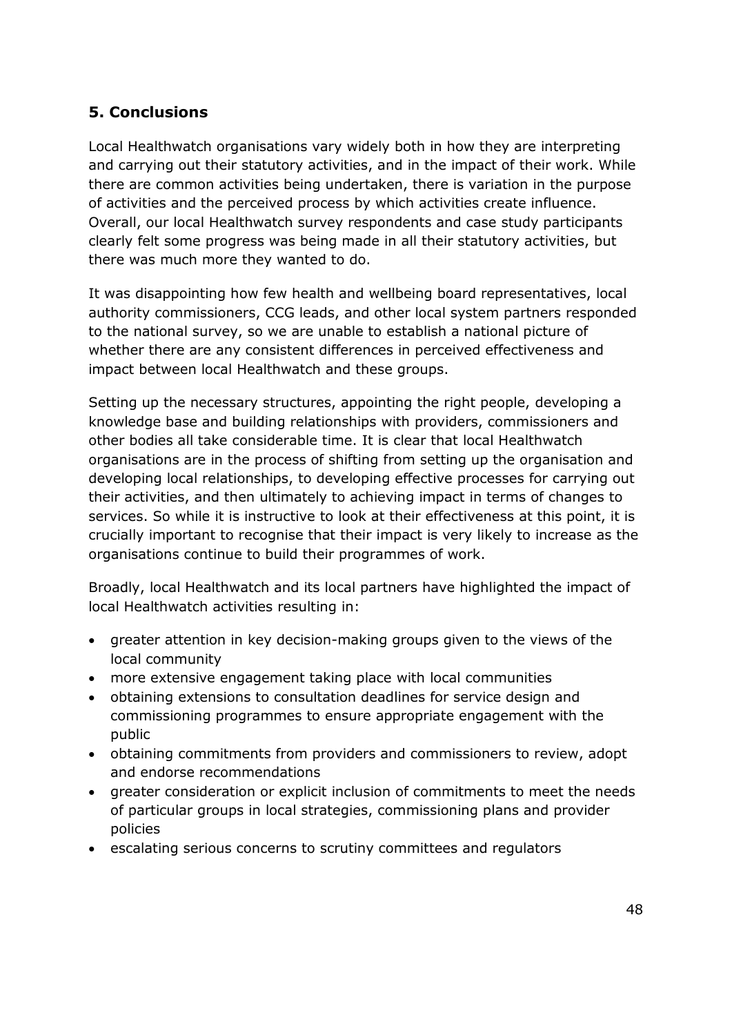## 5. Conclusions

Local Healthwatch organisations vary widely both in how they are interpreting and carrying out their statutory activities, and in the impact of their work. While there are common activities being undertaken, there is variation in the purpose of activities and the perceived process by which activities create influence. Overall, our local Healthwatch survey respondents and case study participants clearly felt some progress was being made in all their statutory activities, but there was much more they wanted to do.

It was disappointing how few health and wellbeing board representatives, local authority commissioners, CCG leads, and other local system partners responded to the national survey, so we are unable to establish a national picture of whether there are any consistent differences in perceived effectiveness and impact between local Healthwatch and these groups.

Setting up the necessary structures, appointing the right people, developing a knowledge base and building relationships with providers, commissioners and other bodies all take considerable time. It is clear that local Healthwatch organisations are in the process of shifting from setting up the organisation and developing local relationships, to developing effective processes for carrying out their activities, and then ultimately to achieving impact in terms of changes to services. So while it is instructive to look at their effectiveness at this point, it is crucially important to recognise that their impact is very likely to increase as the organisations continue to build their programmes of work.

Broadly, local Healthwatch and its local partners have highlighted the impact of local Healthwatch activities resulting in:

- greater attention in key decision-making groups given to the views of the local community
- more extensive engagement taking place with local communities
- obtaining extensions to consultation deadlines for service design and commissioning programmes to ensure appropriate engagement with the public
- obtaining commitments from providers and commissioners to review, adopt and endorse recommendations
- greater consideration or explicit inclusion of commitments to meet the needs of particular groups in local strategies, commissioning plans and provider policies
- escalating serious concerns to scrutiny committees and regulators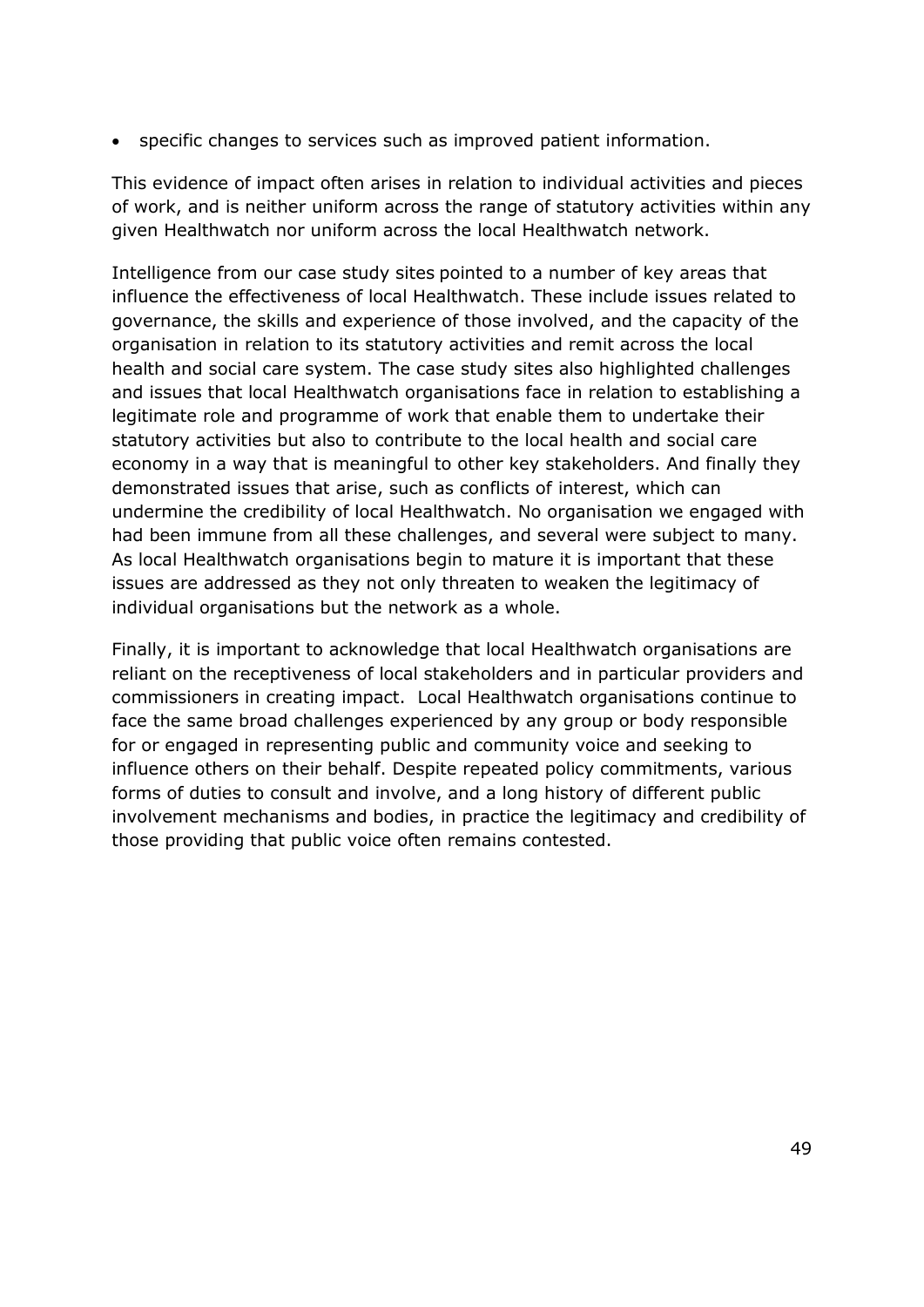- specific changes to services such as improved patient information.

This evidence of impact often arises in relation to individual activities and pieces of work, and is neither uniform across the range of statutory activities within any given Healthwatch nor uniform across the local Healthwatch network.

Intelligence from our case study sites pointed to a number of key areas that influence the effectiveness of local Healthwatch. These include issues related to governance, the skills and experience of those involved, and the capacity of the organisation in relation to its statutory activities and remit across the local health and social care system. The case study sites also highlighted challenges and issues that local Healthwatch organisations face in relation to establishing a legitimate role and programme of work that enable them to undertake their statutory activities but also to contribute to the local health and social care economy in a way that is meaningful to other key stakeholders. And finally they demonstrated issues that arise, such as conflicts of interest, which can undermine the credibility of local Healthwatch. No organisation we engaged with had been immune from all these challenges, and several were subject to many. As local Healthwatch organisations begin to mature it is important that these issues are addressed as they not only threaten to weaken the legitimacy of individual organisations but the network as a whole.

Finally, it is important to acknowledge that local Healthwatch organisations are reliant on the receptiveness of local stakeholders and in particular providers and commissioners in creating impact. Local Healthwatch organisations continue to face the same broad challenges experienced by any group or body responsible for or engaged in representing public and community voice and seeking to influence others on their behalf. Despite repeated policy commitments, various forms of duties to consult and involve, and a long history of different public involvement mechanisms and bodies, in practice the legitimacy and credibility of those providing that public voice often remains contested.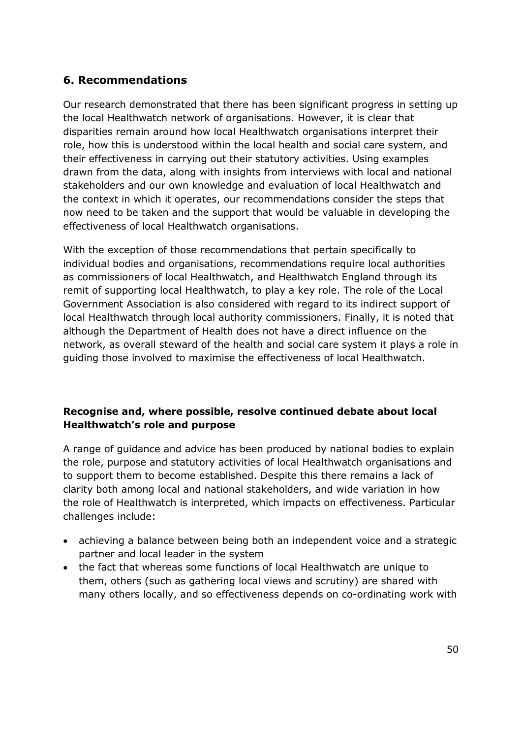## 6. Recommendations

Our research demonstrated that there has been significant progress in setting up the local Healthwatch network of organisations. However, it is clear that disparities remain around how local Healthwatch organisations interpret their role, how this is understood within the local health and social care system, and their effectiveness in carrying out their statutory activities. Using examples drawn from the data, along with insights from interviews with local and national stakeholders and our own knowledge and evaluation of local Healthwatch and the context in which it operates, our recommendations consider the steps that now need to be taken and the support that would be valuable in developing the effectiveness of local Healthwatch organisations.

With the exception of those recommendations that pertain specifically to individual bodies and organisations, recommendations require local authorities as commissioners of local Healthwatch, and Healthwatch England through its remit of supporting local Healthwatch, to play a key role. The role of the Local Government Association is also considered with regard to its indirect support of local Healthwatch through local authority commissioners. Finally, it is noted that although the Department of Health does not have a direct influence on the network, as overall steward of the health and social care system it plays a role in guiding those involved to maximise the effectiveness of local Healthwatch.

### Recognise and, where possible, resolve continued debate about local Healthwatch's role and purpose

A range of guidance and advice has been produced by national bodies to explain the role, purpose and statutory activities of local Healthwatch organisations and to support them to become established. Despite this there remains a lack of clarity both among local and national stakeholders, and wide variation in how the role of Healthwatch is interpreted, which impacts on effectiveness. Particular challenges include:

- achieving a balance between being both an independent voice and a strategic partner and local leader in the system
- the fact that whereas some functions of local Healthwatch are unique to them, others (such as gathering local views and scrutiny) are shared with many others locally, and so effectiveness depends on co-ordinating work with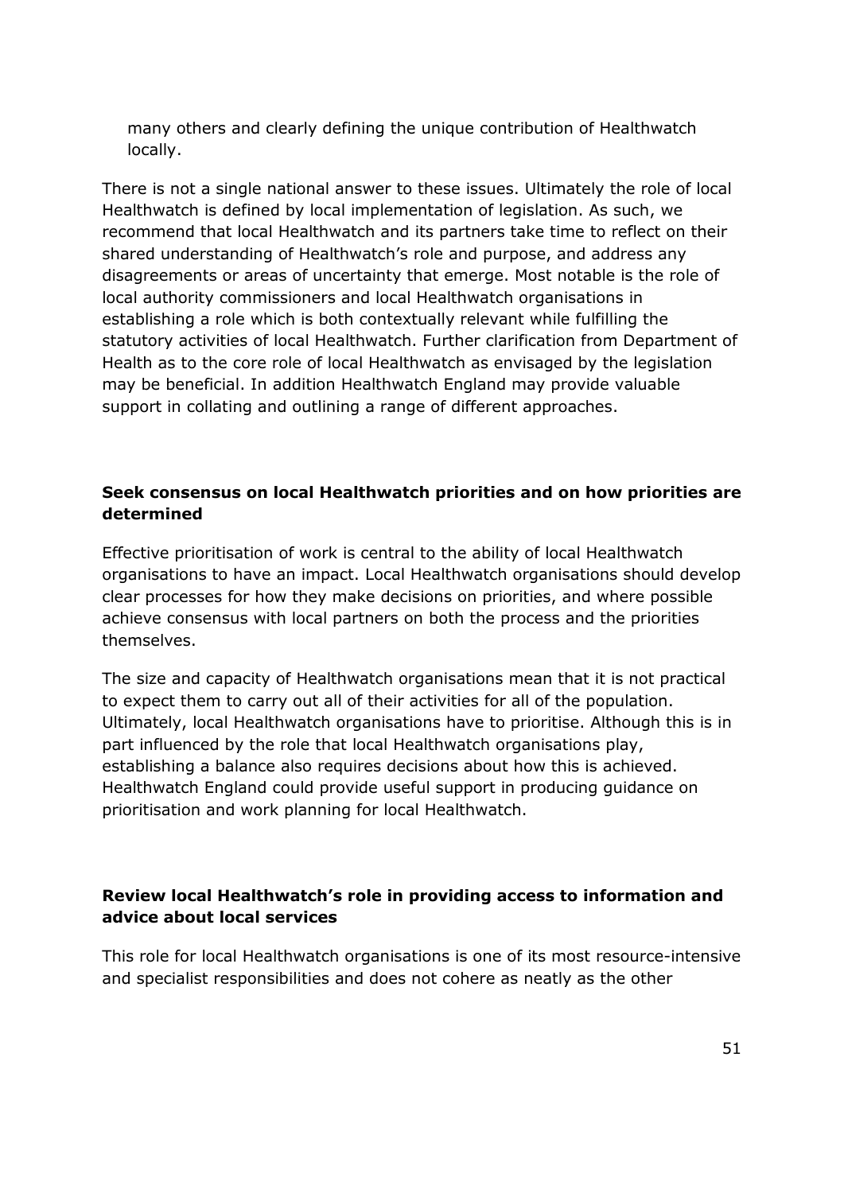many others and clearly defining the unique contribution of Healthwatch locally.

There is not a single national answer to these issues. Ultimately the role of local Healthwatch is defined by local implementation of legislation. As such, we recommend that local Healthwatch and its partners take time to reflect on their shared understanding of Healthwatch's role and purpose, and address any disagreements or areas of uncertainty that emerge. Most notable is the role of local authority commissioners and local Healthwatch organisations in establishing a role which is both contextually relevant while fulfilling the statutory activities of local Healthwatch. Further clarification from Department of Health as to the core role of local Healthwatch as envisaged by the legislation may be beneficial. In addition Healthwatch England may provide valuable support in collating and outlining a range of different approaches.

**Seek consensus on local Healthwatch priorities and on how priorities are determined**

Effective prioritisation of work is central to the ability of local Healthwatch organisations to have an impact. Local Healthwatch organisations should develop clear processes for how they make decisions on priorities, and where possible achieve consensus with local partners on both the process and the priorities themselves.

The size and capacity of Healthwatch organisations mean that it is not practical to expect them to carry out all of their activities for all of the population. Ultimately, local Healthwatch organisations have to prioritise. Although this is in part influenced by the role that local Healthwatch organisations play, establishing a balance also requires decisions about how this is achieved. Healthwatch England could provide useful support in producing guidance on prioritisation and work planning for local Healthwatch.

**Review local Healthwatch's role in providing access to information and advice about local services**

This role for local Healthwatch organisations is one of its most resource-intensive and specialist responsibilities and does not cohere as neatly as the other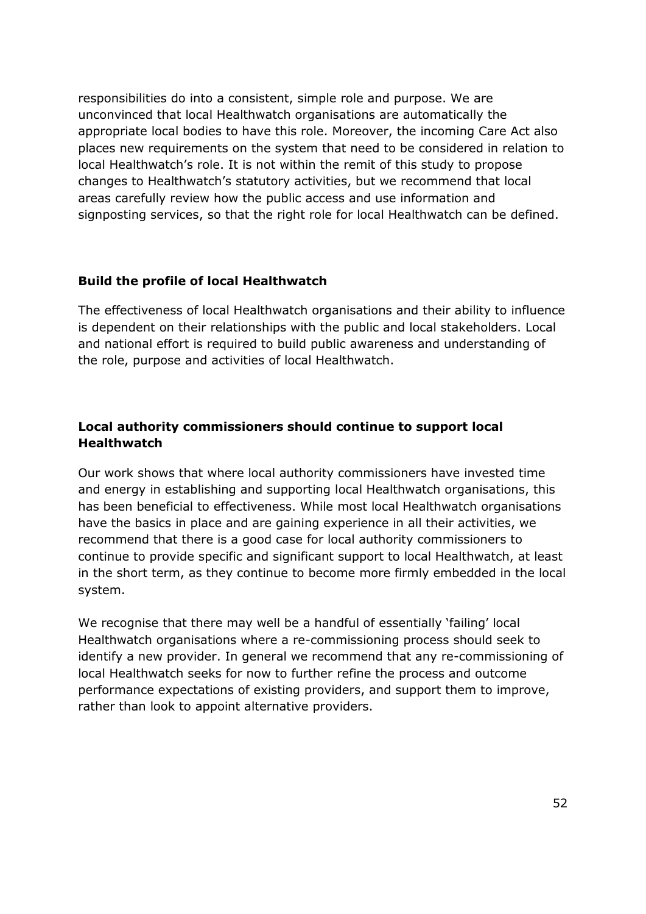responsibilities do into a consistent, simple role and purpose. We are unconvinced that local Healthwatch organisations are automatically the appropriate local bodies to have this role. Moreover, the incoming Care Act also places new requirements on the system that need to be considered in relation to local Healthwatch's role. It is not within the remit of this study to propose changes to Healthwatch's statutory activities, but we recommend that local areas carefully review how the public access and use information and signposting services, so that the right role for local Healthwatch can be defined.

**Build the profile of local Healthwatch**

The effectiveness of local Healthwatch organisations and their ability to influence is dependent on their relationships with the public and local stakeholders. Local and national effort is required to build public awareness and understanding of the role, purpose and activities of local Healthwatch.

**Local authority commissioners should continue to support local Healthwatch**

Our work shows that where local authority commissioners have invested time and energy in establishing and supporting local Healthwatch organisations, this has been beneficial to effectiveness. While most local Healthwatch organisations have the basics in place and are gaining experience in all their activities, we recommend that there is a good case for local authority commissioners to continue to provide specific and significant support to local Healthwatch, at least in the short term, as they continue to become more firmly embedded in the local system.

We recognise that there may well be a handful of essentially 'failing' local Healthwatch organisations where a re-commissioning process should seek to identify a new provider. In general we recommend that any re-commissioning of local Healthwatch seeks for now to further refine the process and outcome performance expectations of existing providers, and support them to improve, rather than look to appoint alternative providers.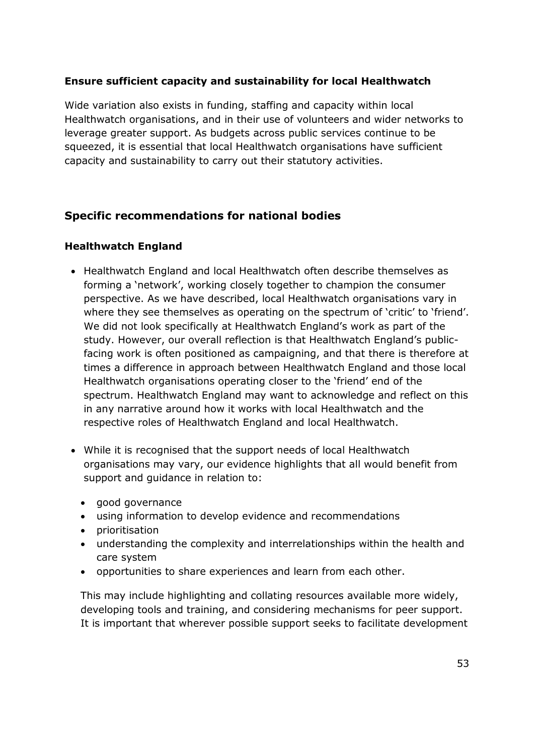### Ensure sufficient capacity and sustainability for local Healthwatch

Wide variation also exists in funding, staffing and capacity within local Healthwatch organisations, and in their use of volunteers and wider networks to leverage greater support. As budgets across public services continue to be squeezed, it is essential that local Healthwatch organisations have sufficient capacity and sustainability to carry out their statutory activities.

## Specific recommendations for national bodies

### Healthwatch England

- Healthwatch England and local Healthwatch often describe themselves as forming a 'network', working closely together to champion the consumer perspective. As we have described, local Healthwatch organisations vary in where they see themselves as operating on the spectrum of 'critic' to 'friend'. We did not look specifically at Healthwatch England's work as part of the study. However, our overall reflection is that Healthwatch England's public-facing work is often positioned as campaigning, and that there is therefore at times a difference in approach between Healthwatch England and those local Healthwatch organisations operating closer to the 'friend' end of the spectrum. Healthwatch England may want to acknowledge and reflect on this in any narrative around how it works with local Healthwatch and the respective roles of Healthwatch England and local Healthwatch.

- While it is recognised that the support needs of local Healthwatch organisations may vary, our evidence highlights that all would benefit from support and guidance in relation to:

  - good governance
  - using information to develop evidence and recommendations
  - prioritisation
  - understanding the complexity and interrelationships within the health and care system
  - opportunities to share experiences and learn from each other.

  This may include highlighting and collating resources available more widely, developing tools and training, and considering mechanisms for peer support. It is important that wherever possible support seeks to facilitate development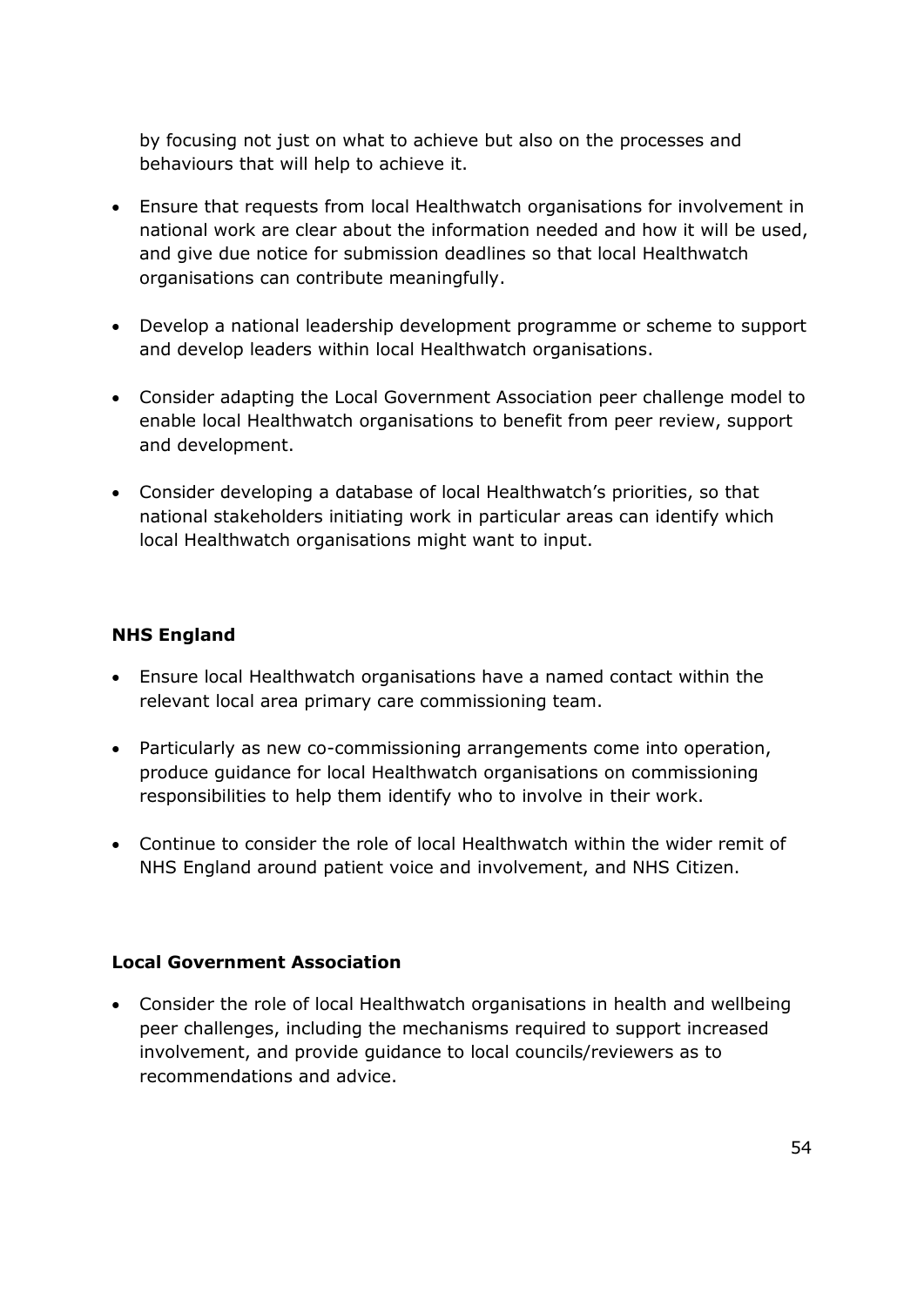by focusing not just on what to achieve but also on the processes and behaviours that will help to achieve it.

- Ensure that requests from local Healthwatch organisations for involvement in national work are clear about the information needed and how it will be used, and give due notice for submission deadlines so that local Healthwatch organisations can contribute meaningfully.
- Develop a national leadership development programme or scheme to support and develop leaders within local Healthwatch organisations.
- Consider adapting the Local Government Association peer challenge model to enable local Healthwatch organisations to benefit from peer review, support and development.
- Consider developing a database of local Healthwatch's priorities, so that national stakeholders initiating work in particular areas can identify which local Healthwatch organisations might want to input.

**NHS England**

- Ensure local Healthwatch organisations have a named contact within the relevant local area primary care commissioning team.
- Particularly as new co-commissioning arrangements come into operation, produce guidance for local Healthwatch organisations on commissioning responsibilities to help them identify who to involve in their work.
- Continue to consider the role of local Healthwatch within the wider remit of NHS England around patient voice and involvement, and NHS Citizen.

**Local Government Association**

- Consider the role of local Healthwatch organisations in health and wellbeing peer challenges, including the mechanisms required to support increased involvement, and provide guidance to local councils/reviewers as to recommendations and advice.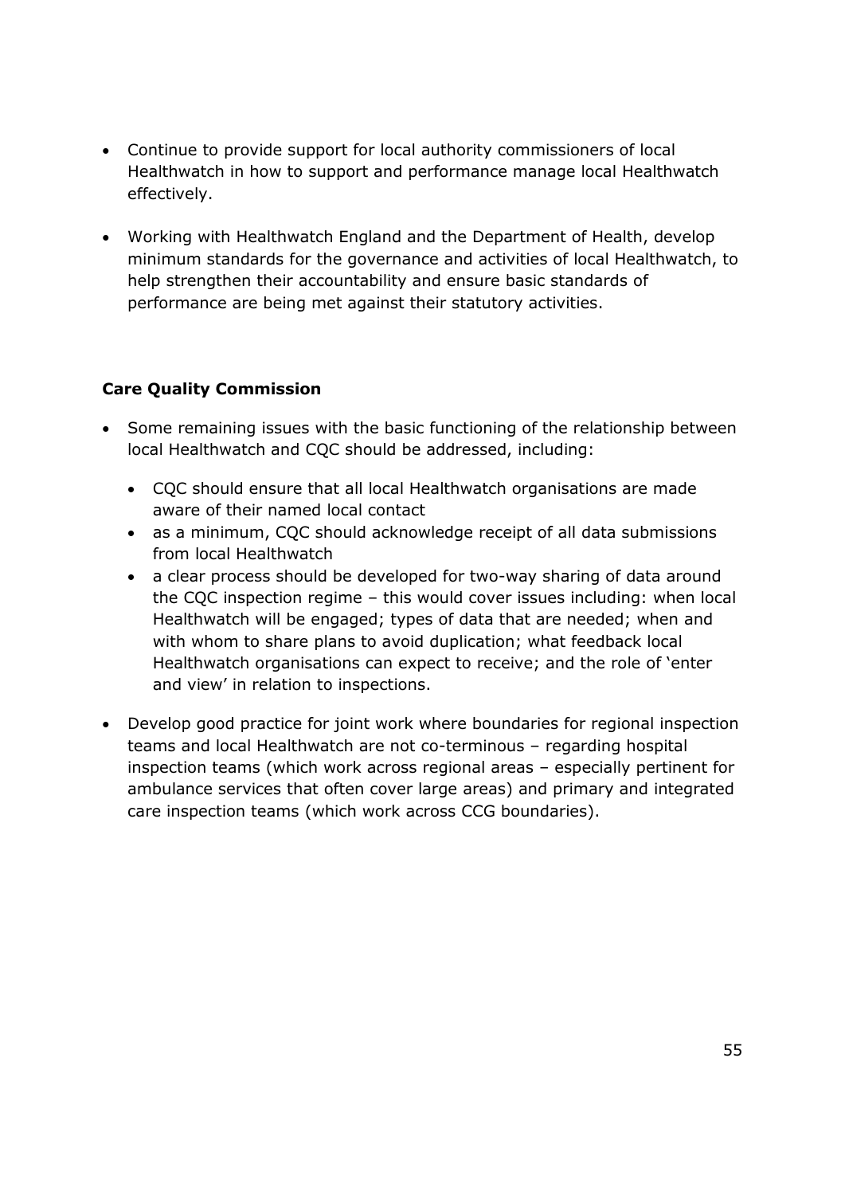- Continue to provide support for local authority commissioners of local Healthwatch in how to support and performance manage local Healthwatch effectively.
- Working with Healthwatch England and the Department of Health, develop minimum standards for the governance and activities of local Healthwatch, to help strengthen their accountability and ensure basic standards of performance are being met against their statutory activities.

**Care Quality Commission**

- Some remaining issues with the basic functioning of the relationship between local Healthwatch and CQC should be addressed, including:
  - CQC should ensure that all local Healthwatch organisations are made aware of their named local contact
  - as a minimum, CQC should acknowledge receipt of all data submissions from local Healthwatch
  - a clear process should be developed for two-way sharing of data around the CQC inspection regime – this would cover issues including: when local Healthwatch will be engaged; types of data that are needed; when and with whom to share plans to avoid duplication; what feedback local Healthwatch organisations can expect to receive; and the role of 'enter and view' in relation to inspections.
- Develop good practice for joint work where boundaries for regional inspection teams and local Healthwatch are not co-terminous – regarding hospital inspection teams (which work across regional areas – especially pertinent for ambulance services that often cover large areas) and primary and integrated care inspection teams (which work across CCG boundaries).